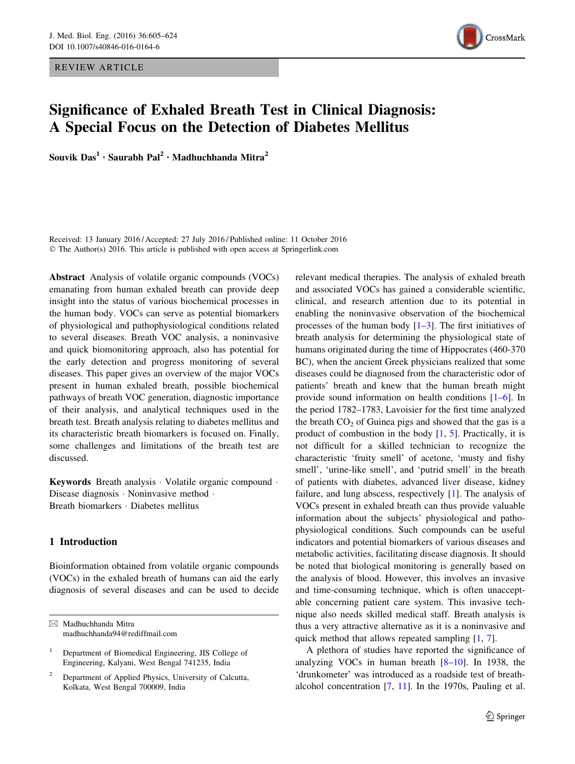REVIEW ARTICLE

# Significance of Exhaled Breath Test in Clinical Diagnosis: A Special Focus on the Detection of Diabetes Mellitus

**Souvik Das[1] · Saurabh Pal[2] · Madhuchhanda Mitra[2]**

Received: 13 January 2016 / Accepted: 27 July 2016 / Published online: 11 October 2016
© The Author(s) 2016. This article is published with open access at Springerlink.com

**Abstract** Analysis of volatile organic compounds (VOCs) emanating from human exhaled breath can provide deep insight into the status of various biochemical processes in the human body. VOCs can serve as potential biomarkers of physiological and pathophysiological conditions related to several diseases. Breath VOC analysis, a noninvasive and quick biomonitoring approach, also has potential for the early detection and progress monitoring of several diseases. This paper gives an overview of the major VOCs present in human exhaled breath, possible biochemical pathways of breath VOC generation, diagnostic importance of their analysis, and analytical techniques used in the breath test. Breath analysis relating to diabetes mellitus and its characteristic breath biomarkers is focused on. Finally, some challenges and limitations of the breath test are discussed.

**Keywords** Breath analysis · Volatile organic compound · Disease diagnosis · Noninvasive method · Breath biomarkers · Diabetes mellitus

## 1 Introduction

Bioinformation obtained from volatile organic compounds (VOCs) in the exhaled breath of humans can aid the early diagnosis of several diseases and can be used to decide relevant medical therapies. The analysis of exhaled breath and associated VOCs has gained a considerable scientific, clinical, and research attention due to its potential in enabling the noninvasive observation of the biochemical processes of the human body [1–3]. The first initiatives of breath analysis for determining the physiological state of humans originated during the time of Hippocrates (460-370 BC), when the ancient Greek physicians realized that some diseases could be diagnosed from the characteristic odor of patients' breath and knew that the human breath might provide sound information on health conditions [1–6]. In the period 1782–1783, Lavoisier for the first time analyzed the breath $CO_2$ of Guinea pigs and showed that the gas is a product of combustion in the body [1, 5]. Practically, it is not difficult for a skilled technician to recognize the characteristic 'fruity smell' of acetone, 'musty and fishy smell', 'urine-like smell', and 'putrid smell' in the breath of patients with diabetes, advanced liver disease, kidney failure, and lung abscess, respectively [1]. The analysis of VOCs present in exhaled breath can thus provide valuable information about the subjects' physiological and pathophysiological conditions. Such compounds can be useful indicators and potential biomarkers of various diseases and metabolic activities, facilitating disease diagnosis. It should be noted that biological monitoring is generally based on the analysis of blood. However, this involves an invasive and time-consuming technique, which is often unacceptable concerning patient care system. This invasive technique also needs skilled medical staff. Breath analysis is thus a very attractive alternative as it is a noninvasive and quick method that allows repeated sampling [1, 7].

A plethora of studies have reported the significance of analyzing VOCs in human breath [8–10]. In 1938, the 'drunkometer' was introduced as a roadside test of breath-alcohol concentration [7, 11]. In the 1970s, Pauling et al.

---

✉ Madhuchhanda Mitra
madhuchhanda94@rediffmail.com

[1] Department of Biomedical Engineering, JIS College of Engineering, Kalyani, West Bengal 741235, India

[2] Department of Applied Physics, University of Calcutta, Kolkata, West Bengal 700009, India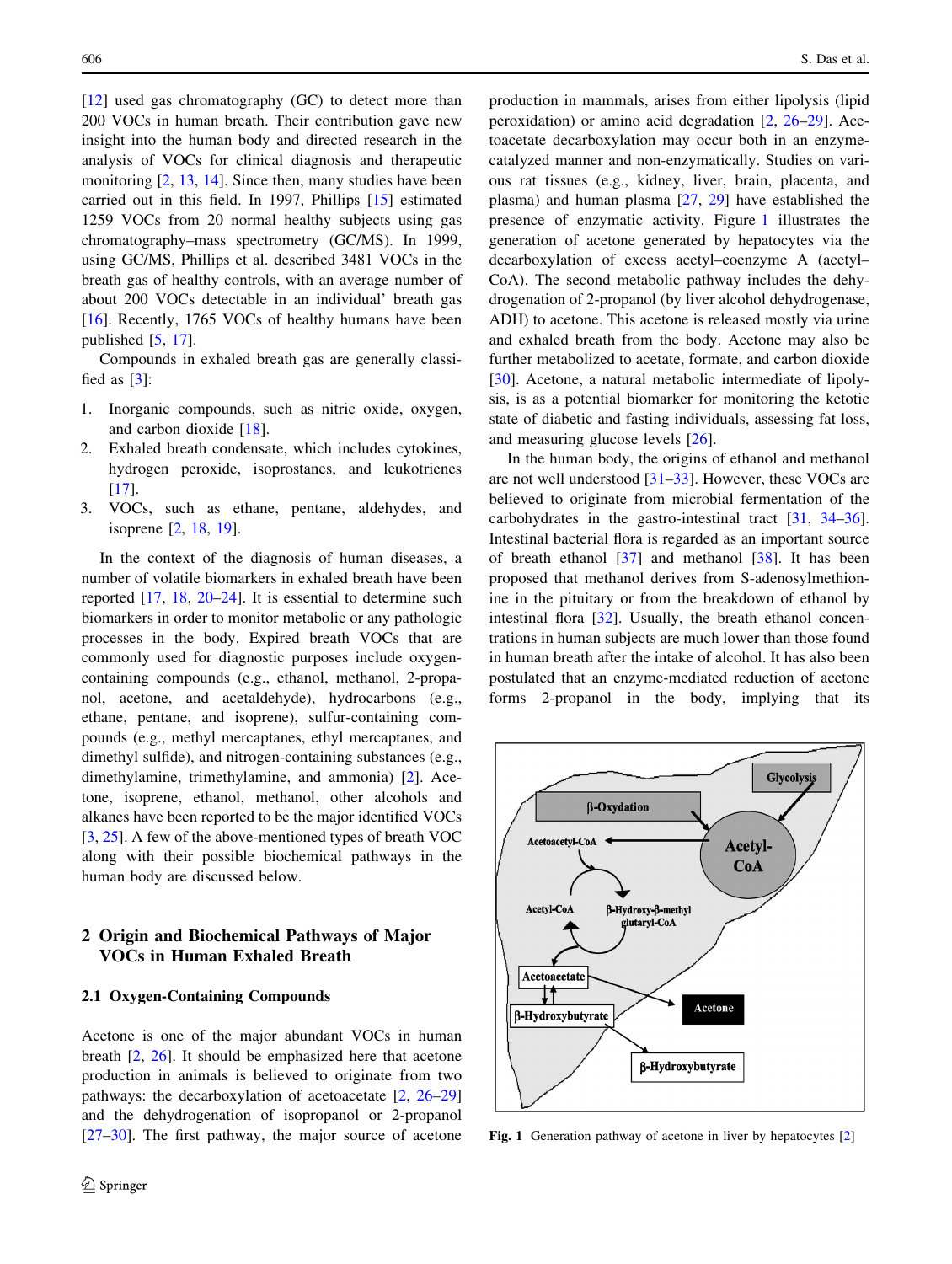[12] used gas chromatography (GC) to detect more than 200 VOCs in human breath. Their contribution gave new insight into the human body and directed research in the analysis of VOCs for clinical diagnosis and therapeutic monitoring [2, 13, 14]. Since then, many studies have been carried out in this field. In 1997, Phillips [15] estimated 1259 VOCs from 20 normal healthy subjects using gas chromatography–mass spectrometry (GC/MS). In 1999, using GC/MS, Phillips et al. described 3481 VOCs in the breath gas of healthy controls, with an average number of about 200 VOCs detectable in an individual' breath gas [16]. Recently, 1765 VOCs of healthy humans have been published [5, 17].

Compounds in exhaled breath gas are generally classified as [3]:

1. Inorganic compounds, such as nitric oxide, oxygen, and carbon dioxide [18].
2. Exhaled breath condensate, which includes cytokines, hydrogen peroxide, isoprostanes, and leukotrienes [17].
3. VOCs, such as ethane, pentane, aldehydes, and isoprene [2, 18, 19].

In the context of the diagnosis of human diseases, a number of volatile biomarkers in exhaled breath have been reported [17, 18, 20–24]. It is essential to determine such biomarkers in order to monitor metabolic or any pathologic processes in the body. Expired breath VOCs that are commonly used for diagnostic purposes include oxygen-containing compounds (e.g., ethanol, methanol, 2-propanol, acetone, and acetaldehyde), hydrocarbons (e.g., ethane, pentane, and isoprene), sulfur-containing compounds (e.g., methyl mercaptanes, ethyl mercaptanes, and dimethyl sulfide), and nitrogen-containing substances (e.g., dimethylamine, trimethylamine, and ammonia) [2]. Acetone, isoprene, ethanol, methanol, other alcohols and alkanes have been reported to be the major identified VOCs [3, 25]. A few of the above-mentioned types of breath VOC along with their possible biochemical pathways in the human body are discussed below.

## 2 Origin and Biochemical Pathways of Major VOCs in Human Exhaled Breath

### 2.1 Oxygen-Containing Compounds

Acetone is one of the major abundant VOCs in human breath [2, 26]. It should be emphasized here that acetone production in animals is believed to originate from two pathways: the decarboxylation of acetoacetate [2, 26–29] and the dehydrogenation of isopropanol or 2-propanol [27–30]. The first pathway, the major source of acetone production in mammals, arises from either lipolysis (lipid peroxidation) or amino acid degradation [2, 26–29]. Acetoacetate decarboxylation may occur both in an enzyme-catalyzed manner and non-enzymatically. Studies on various rat tissues (e.g., kidney, liver, brain, placenta, and plasma) and human plasma [27, 29] have established the presence of enzymatic activity. Figure 1 illustrates the generation of acetone generated by hepatocytes via the decarboxylation of excess acetyl-coenzyme A (acetyl–CoA). The second metabolic pathway includes the dehydrogenation of 2-propanol (by liver alcohol dehydrogenase, ADH) to acetone. This acetone is released mostly via urine and exhaled breath from the body. Acetone may also be further metabolized to acetate, formate, and carbon dioxide [30]. Acetone, a natural metabolic intermediate of lipolysis, is as a potential biomarker for monitoring the ketotic state of diabetic and fasting individuals, assessing fat loss, and measuring glucose levels [26].

In the human body, the origins of ethanol and methanol are not well understood [31–33]. However, these VOCs are believed to originate from microbial fermentation of the carbohydrates in the gastro-intestinal tract [31, 34–36]. Intestinal bacterial flora is regarded as an important source of breath ethanol [37] and methanol [38]. It has been proposed that methanol derives from S-adenosylmethionine in the pituitary or from the breakdown of ethanol by intestinal flora [32]. Usually, the breath ethanol concentrations in human subjects are much lower than those found in human breath after the intake of alcohol. It has also been postulated that an enzyme-mediated reduction of acetone forms 2-propanol in the body, implying that its

Fig. 1 Generation pathway of acetone in liver by hepatocytes [2]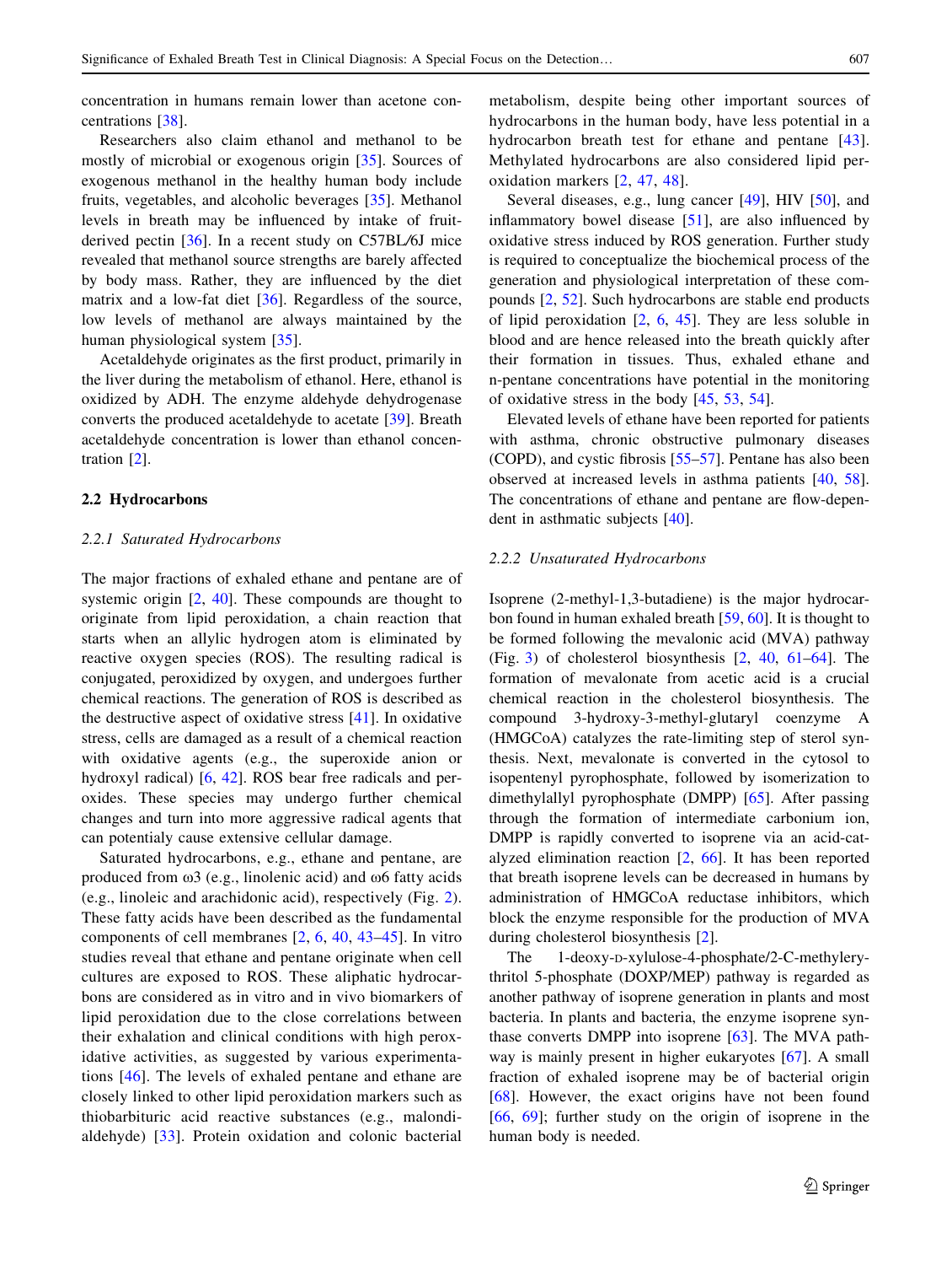concentration in humans remain lower than acetone concentrations [38].

Researchers also claim ethanol and methanol to be mostly of microbial or exogenous origin [35]. Sources of exogenous methanol in the healthy human body include fruits, vegetables, and alcoholic beverages [35]. Methanol levels in breath may be influenced by intake of fruit-derived pectin [36]. In a recent study on C57BL/6J mice revealed that methanol source strengths are barely affected by body mass. Rather, they are influenced by the diet matrix and a low-fat diet [36]. Regardless of the source, low levels of methanol are always maintained by the human physiological system [35].

Acetaldehyde originates as the first product, primarily in the liver during the metabolism of ethanol. Here, ethanol is oxidized by ADH. The enzyme aldehyde dehydrogenase converts the produced acetaldehyde to acetate [39]. Breath acetaldehyde concentration is lower than ethanol concentration [2].

### 2.2 Hydrocarbons

#### *2.2.1 Saturated Hydrocarbons*

The major fractions of exhaled ethane and pentane are of systemic origin [2, 40]. These compounds are thought to originate from lipid peroxidation, a chain reaction that starts when an allylic hydrogen atom is eliminated by reactive oxygen species (ROS). The resulting radical is conjugated, peroxidized by oxygen, and undergoes further chemical reactions. The generation of ROS is described as the destructive aspect of oxidative stress [41]. In oxidative stress, cells are damaged as a result of a chemical reaction with oxidative agents (e.g., the superoxide anion or hydroxyl radical) [6, 42]. ROS bear free radicals and peroxides. These species may undergo further chemical changes and turn into more aggressive radical agents that can potentialy cause extensive cellular damage.

Saturated hydrocarbons, e.g., ethane and pentane, are produced from ω3 (e.g., linolenic acid) and ω6 fatty acids (e.g., linoleic and arachidonic acid), respectively (Fig. 2). These fatty acids have been described as the fundamental components of cell membranes [2, 6, 40, 43–45]. In vitro studies reveal that ethane and pentane originate when cell cultures are exposed to ROS. These aliphatic hydrocarbons are considered as in vitro and in vivo biomarkers of lipid peroxidation due to the close correlations between their exhalation and clinical conditions with high peroxidative activities, as suggested by various experimentations [46]. The levels of exhaled pentane and ethane are closely linked to other lipid peroxidation markers such as thiobarbituric acid reactive substances (e.g., malondialdehyde) [33]. Protein oxidation and colonic bacterial metabolism, despite being other important sources of hydrocarbons in the human body, have less potential in a hydrocarbon breath test for ethane and pentane [43]. Methylated hydrocarbons are also considered lipid peroxidation markers [2, 47, 48].

Several diseases, e.g., lung cancer [49], HIV [50], and inflammatory bowel disease [51], are also influenced by oxidative stress induced by ROS generation. Further study is required to conceptualize the biochemical process of the generation and physiological interpretation of these compounds [2, 52]. Such hydrocarbons are stable end products of lipid peroxidation [2, 6, 45]. They are less soluble in blood and are hence released into the breath quickly after their formation in tissues. Thus, exhaled ethane and n-pentane concentrations have potential in the monitoring of oxidative stress in the body [45, 53, 54].

Elevated levels of ethane have been reported for patients with asthma, chronic obstructive pulmonary diseases (COPD), and cystic fibrosis [55–57]. Pentane has also been observed at increased levels in asthma patients [40, 58]. The concentrations of ethane and pentane are flow-dependent in asthmatic subjects [40].

#### *2.2.2 Unsaturated Hydrocarbons*

Isoprene (2-methyl-1,3-butadiene) is the major hydrocarbon found in human exhaled breath [59, 60]. It is thought to be formed following the mevalonic acid (MVA) pathway (Fig. 3) of cholesterol biosynthesis [2, 40, 61–64]. The formation of mevalonate from acetic acid is a crucial chemical reaction in the cholesterol biosynthesis. The compound 3-hydroxy-3-methyl-glutaryl coenzyme A (HMGCoA) catalyzes the rate-limiting step of sterol synthesis. Next, mevalonate is converted in the cytosol to isopentenyl pyrophosphate, followed by isomerization to dimethylallyl pyrophosphate (DMPP) [65]. After passing through the formation of intermediate carbonium ion, DMPP is rapidly converted to isoprene via an acid-catalyzed elimination reaction [2, 66]. It has been reported that breath isoprene levels can be decreased in humans by administration of HMGCoA reductase inhibitors, which block the enzyme responsible for the production of MVA during cholesterol biosynthesis [2].

The 1-deoxy-D-xylulose-4-phosphate/2-C-methylerythritol 5-phosphate (DOXP/MEP) pathway is regarded as another pathway of isoprene generation in plants and most bacteria. In plants and bacteria, the enzyme isoprene synthase converts DMPP into isoprene [63]. The MVA pathway is mainly present in higher eukaryotes [67]. A small fraction of exhaled isoprene may be of bacterial origin [68]. However, the exact origins have not been found [66, 69]; further study on the origin of isoprene in the human body is needed.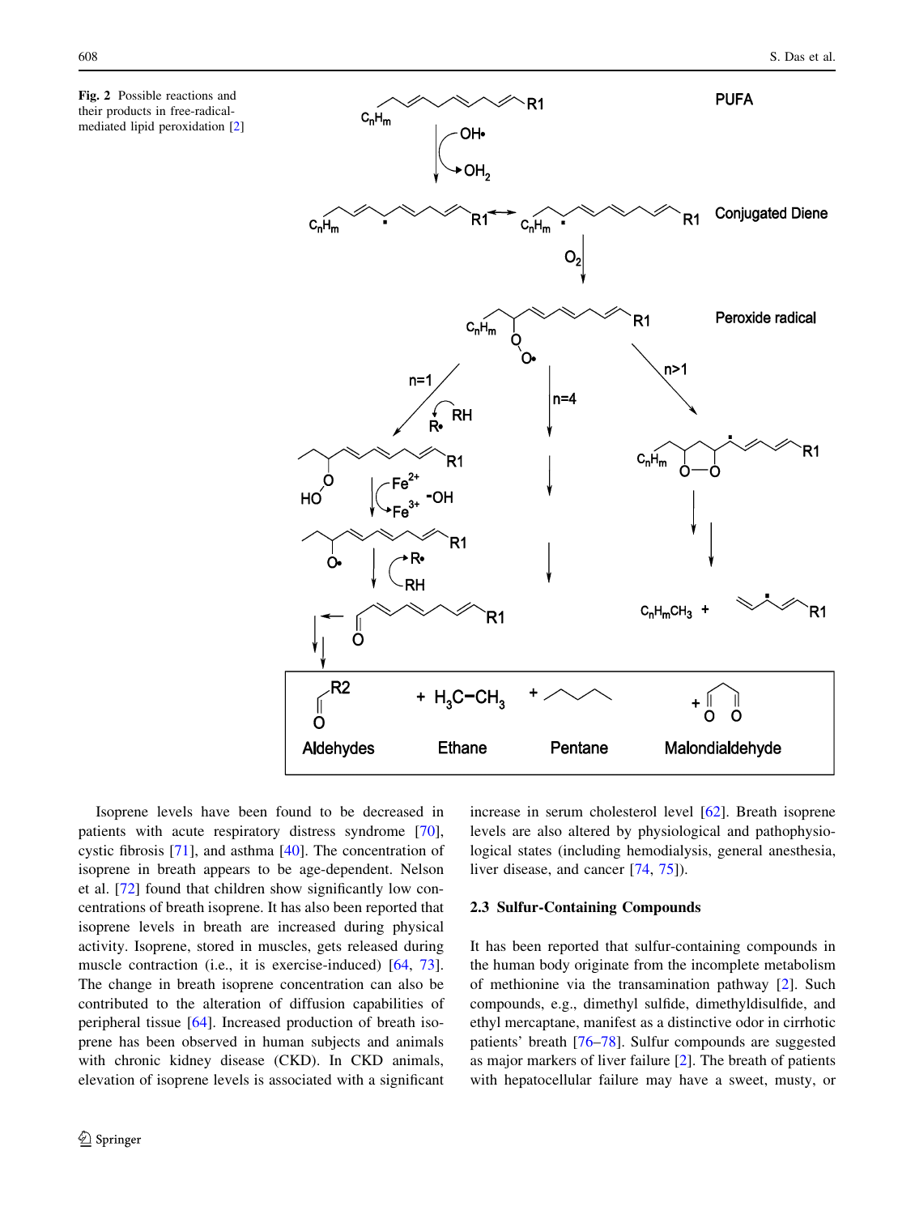**Fig. 2** Possible reactions and their products in free-radical-mediated lipid peroxidation [2]

Isoprene levels have been found to be decreased in patients with acute respiratory distress syndrome [70], cystic fibrosis [71], and asthma [40]. The concentration of isoprene in breath appears to be age-dependent. Nelson et al. [72] found that children show significantly low concentrations of breath isoprene. It has also been reported that isoprene levels in breath are increased during physical activity. Isoprene, stored in muscles, gets released during muscle contraction (i.e., it is exercise-induced) [64, 73]. The change in breath isoprene concentration can also be contributed to the alteration of diffusion capabilities of peripheral tissue [64]. Increased production of breath isoprene has been observed in human subjects and animals with chronic kidney disease (CKD). In CKD animals, elevation of isoprene levels is associated with a significant increase in serum cholesterol level [62]. Breath isoprene levels are also altered by physiological and pathophysiological states (including hemodialysis, general anesthesia, liver disease, and cancer [74, 75]).

### 2.3 Sulfur-Containing Compounds

It has been reported that sulfur-containing compounds in the human body originate from the incomplete metabolism of methionine via the transamination pathway [2]. Such compounds, e.g., dimethyl sulfide, dimethyldisulfide, and ethyl mercaptane, manifest as a distinctive odor in cirrhotic patients' breath [76–78]. Sulfur compounds are suggested as major markers of liver failure [2]. The breath of patients with hepatocellular failure may have a sweet, musty, or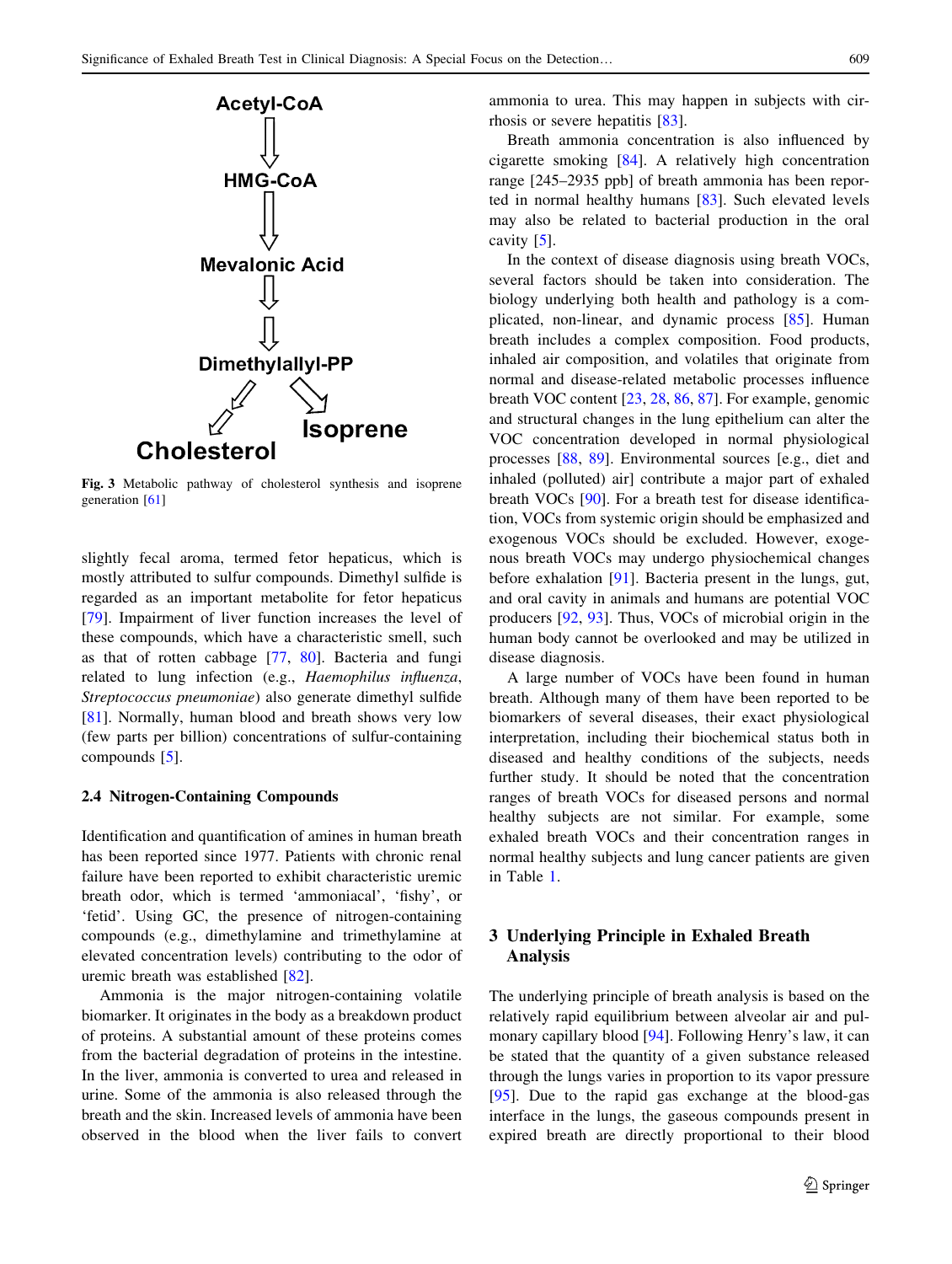Fig. 3 Metabolic pathway of cholesterol synthesis and isoprene generation [61]

slightly fecal aroma, termed fetor hepaticus, which is mostly attributed to sulfur compounds. Dimethyl sulfide is regarded as an important metabolite for fetor hepaticus [79]. Impairment of liver function increases the level of these compounds, which have a characteristic smell, such as that of rotten cabbage [77, 80]. Bacteria and fungi related to lung infection (e.g., *Haemophilus influenza*, *Streptococcus pneumoniae*) also generate dimethyl sulfide [81]. Normally, human blood and breath shows very low (few parts per billion) concentrations of sulfur-containing compounds [5].

### 2.4 Nitrogen-Containing Compounds

Identification and quantification of amines in human breath has been reported since 1977. Patients with chronic renal failure have been reported to exhibit characteristic uremic breath odor, which is termed 'ammoniacal', 'fishy', or 'fetid'. Using GC, the presence of nitrogen-containing compounds (e.g., dimethylamine and trimethylamine at elevated concentration levels) contributing to the odor of uremic breath was established [82].

Ammonia is the major nitrogen-containing volatile biomarker. It originates in the body as a breakdown product of proteins. A substantial amount of these proteins comes from the bacterial degradation of proteins in the intestine. In the liver, ammonia is converted to urea and released in urine. Some of the ammonia is also released through the breath and the skin. Increased levels of ammonia have been observed in the blood when the liver fails to convert ammonia to urea. This may happen in subjects with cirrhosis or severe hepatitis [83].

Breath ammonia concentration is also influenced by cigarette smoking [84]. A relatively high concentration range [245–2935 ppb] of breath ammonia has been reported in normal healthy humans [83]. Such elevated levels may also be related to bacterial production in the oral cavity [5].

In the context of disease diagnosis using breath VOCs, several factors should be taken into consideration. The biology underlying both health and pathology is a complicated, non-linear, and dynamic process [85]. Human breath includes a complex composition. Food products, inhaled air composition, and volatiles that originate from normal and disease-related metabolic processes influence breath VOC content [23, 28, 86, 87]. For example, genomic and structural changes in the lung epithelium can alter the VOC concentration developed in normal physiological processes [88, 89]. Environmental sources [e.g., diet and inhaled (polluted) air] contribute a major part of exhaled breath VOCs [90]. For a breath test for disease identification, VOCs from systemic origin should be emphasized and exogenous VOCs should be excluded. However, exogenous breath VOCs may undergo physiochemical changes before exhalation [91]. Bacteria present in the lungs, gut, and oral cavity in animals and humans are potential VOC producers [92, 93]. Thus, VOCs of microbial origin in the human body cannot be overlooked and may be utilized in disease diagnosis.

A large number of VOCs have been found in human breath. Although many of them have been reported to be biomarkers of several diseases, their exact physiological interpretation, including their biochemical status both in diseased and healthy conditions of the subjects, needs further study. It should be noted that the concentration ranges of breath VOCs for diseased persons and normal healthy subjects are not similar. For example, some exhaled breath VOCs and their concentration ranges in normal healthy subjects and lung cancer patients are given in Table 1.

## 3 Underlying Principle in Exhaled Breath Analysis

The underlying principle of breath analysis is based on the relatively rapid equilibrium between alveolar air and pulmonary capillary blood [94]. Following Henry's law, it can be stated that the quantity of a given substance released through the lungs varies in proportion to its vapor pressure [95]. Due to the rapid gas exchange at the blood-gas interface in the lungs, the gaseous compounds present in expired breath are directly proportional to their blood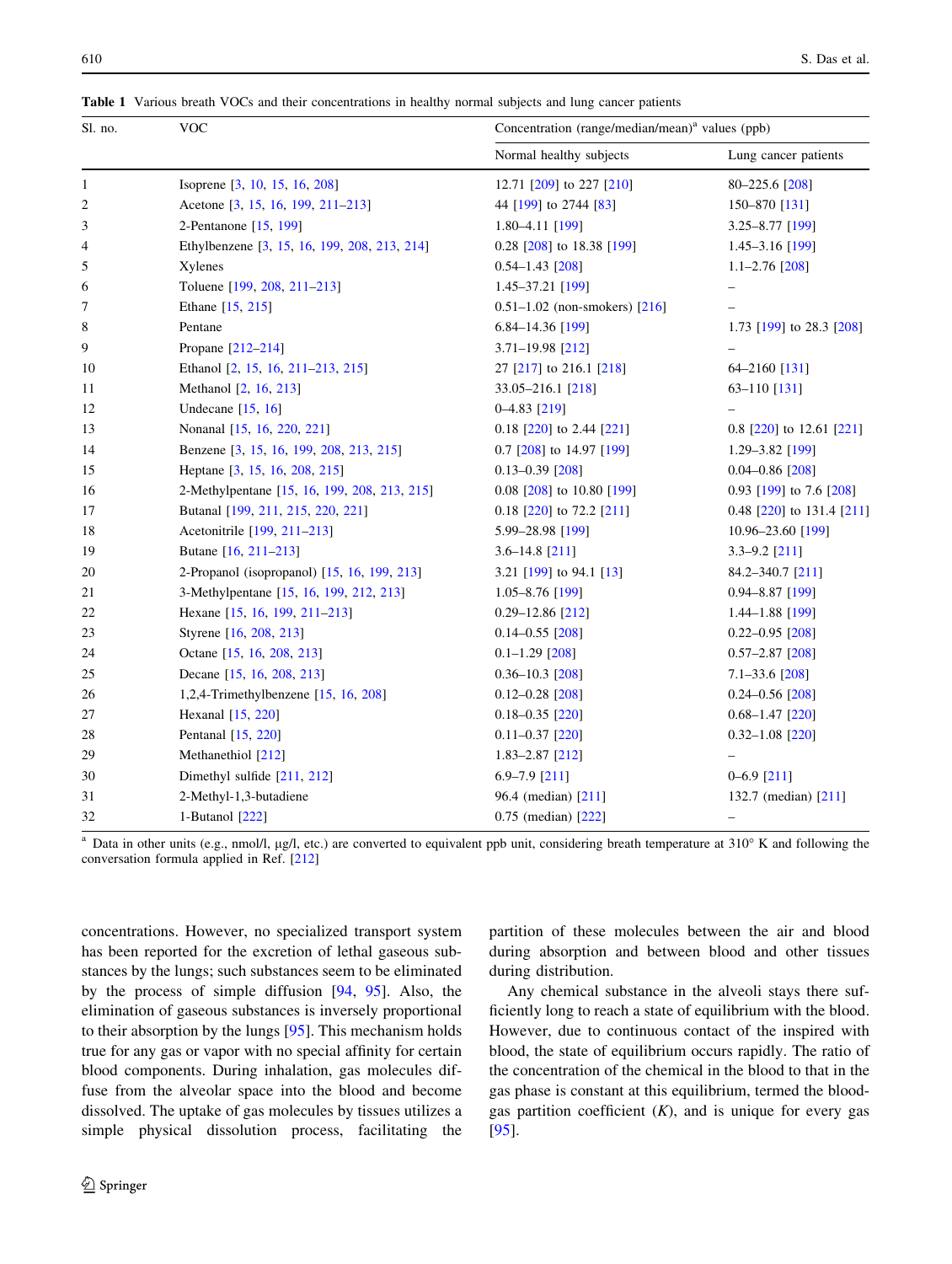**Table 1** Various breath VOCs and their concentrations in healthy normal subjects and lung cancer patients

| Sl. no. | VOC | Concentration (range/median/mean)[a] values (ppb) | |
|---|---|---|---|
| | | Normal healthy subjects | Lung cancer patients |
| 1 | Isoprene [3, 10, 15, 16, 208] | 12.71 [209] to 227 [210] | 80–225.6 [208] |
| 2 | Acetone [3, 15, 16, 199, 211–213] | 44 [199] to 2744 [83] | 150–870 [131] |
| 3 | 2-Pentanone [15, 199] | 1.80–4.11 [199] | 3.25–8.77 [199] |
| 4 | Ethylbenzene [3, 15, 16, 199, 208, 213, 214] | 0.28 [208] to 18.38 [199] | 1.45–3.16 [199] |
| 5 | Xylenes | 0.54–1.43 [208] | 1.1–2.76 [208] |
| 6 | Toluene [199, 208, 211–213] | 1.45–37.21 [199] | |
| 7 | Ethane [15, 215] | 0.51–1.02 (non-smokers) [216] | – |
| 8 | Pentane | 6.84–14.36 [199] | 1.73 [199] to 28.3 [208] |
| 9 | Propane [212–214] | 3.71–19.98 [212] | – |
| 10 | Ethanol [2, 15, 16, 211–213, 215] | 27 [217] to 216.1 [218] | 64–2160 [131] |
| 11 | Methanol [2, 16, 213] | 33.05–216.1 [218] | 63–110 [131] |
| 12 | Undecane [15, 16] | 0–4.83 [219] | – |
| 13 | Nonanal [15, 16, 220, 221] | 0.18 [220] to 2.44 [221] | 0.8 [220] to 12.61 [221] |
| 14 | Benzene [3, 15, 16, 199, 208, 213, 215] | 0.7 [208] to 14.97 [199] | 1.29–3.82 [199] |
| 15 | Heptane [3, 15, 16, 208, 215] | 0.13–0.39 [208] | 0.04–0.86 [208] |
| 16 | 2-Methylpentane [15, 16, 199, 208, 213, 215] | 0.08 [208] to 10.80 [199] | 0.93 [199] to 7.6 [208] |
| 17 | Butanal [199, 211, 215, 220, 221] | 0.18 [220] to 72.2 [211] | 0.48 [220] to 131.4 [211] |
| 18 | Acetonitrile [199, 211–213] | 5.99–28.98 [199] | 10.96–23.60 [199] |
| 19 | Butane [16, 211–213] | 3.6–14.8 [211] | 3.3–9.2 [211] |
| 20 | 2-Propanol (isopropanol) [15, 16, 199, 213] | 3.21 [199] to 94.1 [13] | 84.2–340.7 [211] |
| 21 | 3-Methylpentane [15, 16, 199, 212, 213] | 1.05–8.76 [199] | 0.94–8.87 [199] |
| 22 | Hexane [15, 16, 199, 211–213] | 0.29–12.86 [212] | 1.44–1.88 [199] |
| 23 | Styrene [16, 208, 213] | 0.14–0.55 [208] | 0.22–0.95 [208] |
| 24 | Octane [15, 16, 208, 213] | 0.1–1.29 [208] | 0.57–2.87 [208] |
| 25 | Decane [15, 16, 208, 213] | 0.36–10.3 [208] | 7.1–33.6 [208] |
| 26 | 1,2,4-Trimethylbenzene [15, 16, 208] | 0.12–0.28 [208] | 0.24–0.56 [208] |
| 27 | Hexanal [15, 220] | 0.18–0.35 [220] | 0.68–1.47 [220] |
| 28 | Pentanal [15, 220] | 0.11–0.37 [220] | 0.32–1.08 [220] |
| 29 | Methanethiol [212] | 1.83–2.87 [212] | – |
| 30 | Dimethyl sulfide [211, 212] | 6.9–7.9 [211] | 0–6.9 [211] |
| 31 | 2-Methyl-1,3-butadiene | 96.4 (median) [211] | 132.7 (median) [211] |
| 32 | 1-Butanol [222] | 0.75 (median) [222] | – |

[a] Data in other units (e.g., nmol/l, µg/l, etc.) are converted to equivalent ppb unit, considering breath temperature at 310° K and following the conversation formula applied in Ref. [212]

concentrations. However, no specialized transport system has been reported for the excretion of lethal gaseous substances by the lungs; such substances seem to be eliminated by the process of simple diffusion [94, 95]. Also, the elimination of gaseous substances is inversely proportional to their absorption by the lungs [95]. This mechanism holds true for any gas or vapor with no special affinity for certain blood components. During inhalation, gas molecules diffuse from the alveolar space into the blood and become dissolved. The uptake of gas molecules by tissues utilizes a simple physical dissolution process, facilitating the partition of these molecules between the air and blood during absorption and between blood and other tissues during distribution.

Any chemical substance in the alveoli stays there sufficiently long to reach a state of equilibrium with the blood. However, due to continuous contact of the inspired with blood, the state of equilibrium occurs rapidly. The ratio of the concentration of the chemical in the blood to that in the gas phase is constant at this equilibrium, termed the blood-gas partition coefficient ($K$), and is unique for every gas [95].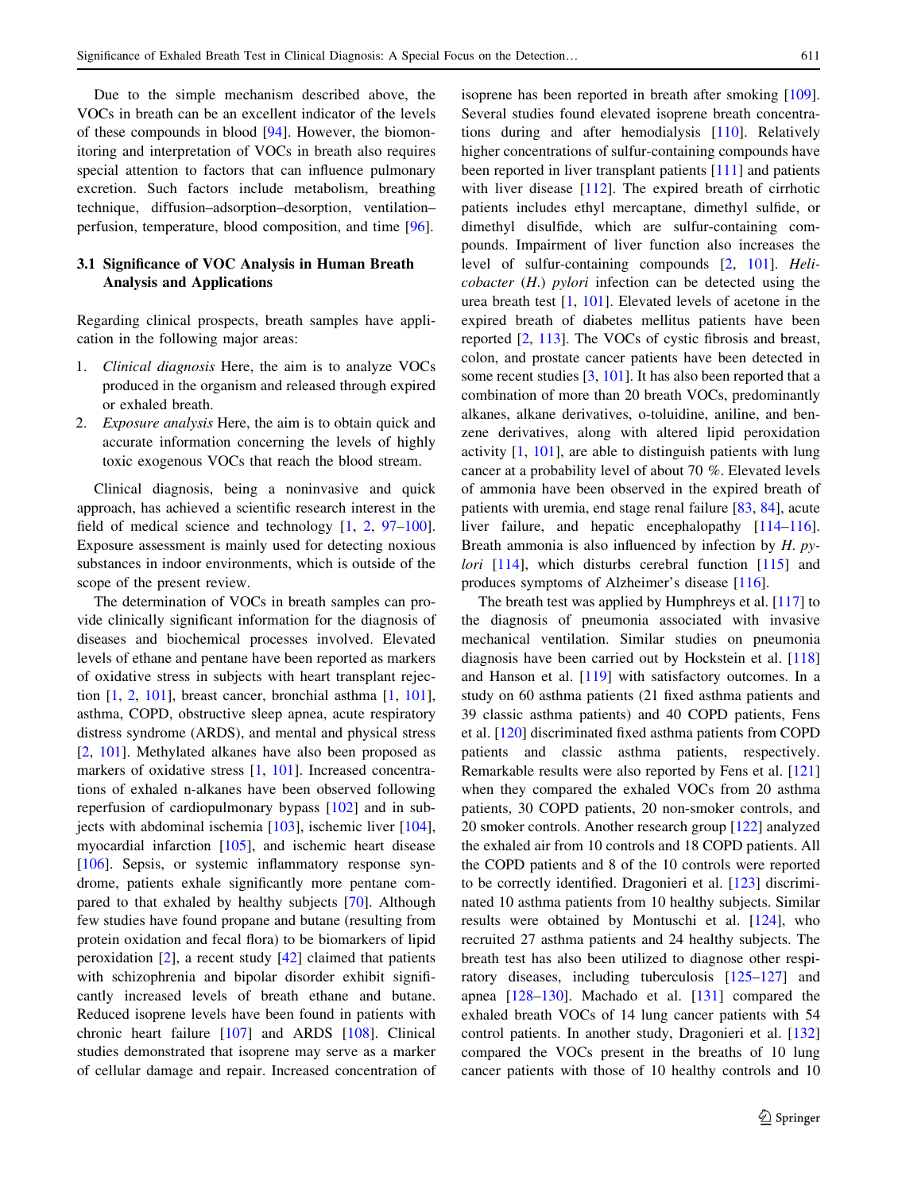Due to the simple mechanism described above, the VOCs in breath can be an excellent indicator of the levels of these compounds in blood [94]. However, the biomonitoring and interpretation of VOCs in breath also requires special attention to factors that can influence pulmonary excretion. Such factors include metabolism, breathing technique, diffusion–adsorption–desorption, ventilation–perfusion, temperature, blood composition, and time [96].

### 3.1 Significance of VOC Analysis in Human Breath Analysis and Applications

Regarding clinical prospects, breath samples have application in the following major areas:

1. *Clinical diagnosis* Here, the aim is to analyze VOCs produced in the organism and released through expired or exhaled breath.
2. *Exposure analysis* Here, the aim is to obtain quick and accurate information concerning the levels of highly toxic exogenous VOCs that reach the blood stream.

Clinical diagnosis, being a noninvasive and quick approach, has achieved a scientific research interest in the field of medical science and technology [1, 2, 97–100]. Exposure assessment is mainly used for detecting noxious substances in indoor environments, which is outside of the scope of the present review.

The determination of VOCs in breath samples can provide clinically significant information for the diagnosis of diseases and biochemical processes involved. Elevated levels of ethane and pentane have been reported as markers of oxidative stress in subjects with heart transplant rejection [1, 2, 101], breast cancer, bronchial asthma [1, 101], asthma, COPD, obstructive sleep apnea, acute respiratory distress syndrome (ARDS), and mental and physical stress [2, 101]. Methylated alkanes have also been proposed as markers of oxidative stress [1, 101]. Increased concentrations of exhaled n-alkanes have been observed following reperfusion of cardiopulmonary bypass [102] and in subjects with abdominal ischemia [103], ischemic liver [104], myocardial infarction [105], and ischemic heart disease [106]. Sepsis, or systemic inflammatory response syndrome, patients exhale significantly more pentane compared to that exhaled by healthy subjects [70]. Although few studies have found propane and butane (resulting from protein oxidation and fecal flora) to be biomarkers of lipid peroxidation [2], a recent study [42] claimed that patients with schizophrenia and bipolar disorder exhibit significantly increased levels of breath ethane and butane. Reduced isoprene levels have been found in patients with chronic heart failure [107] and ARDS [108]. Clinical studies demonstrated that isoprene may serve as a marker of cellular damage and repair. Increased concentration of isoprene has been reported in breath after smoking [109]. Several studies found elevated isoprene breath concentrations during and after hemodialysis [110]. Relatively higher concentrations of sulfur-containing compounds have been reported in liver transplant patients [111] and patients with liver disease [112]. The expired breath of cirrhotic patients includes ethyl mercaptane, dimethyl sulfide, or dimethyl disulfide, which are sulfur-containing compounds. Impairment of liver function also increases the level of sulfur-containing compounds [2, 101]. *Helicobacter* (*H.*) *pylori* infection can be detected using the urea breath test [1, 101]. Elevated levels of acetone in the expired breath of diabetes mellitus patients have been reported [2, 113]. The VOCs of cystic fibrosis and breast, colon, and prostate cancer patients have been detected in some recent studies [3, 101]. It has also been reported that a combination of more than 20 breath VOCs, predominantly alkanes, alkane derivatives, o-toluidine, aniline, and benzene derivatives, along with altered lipid peroxidation activity [1, 101], are able to distinguish patients with lung cancer at a probability level of about 70 %. Elevated levels of ammonia have been observed in the expired breath of patients with uremia, end stage renal failure [83, 84], acute liver failure, and hepatic encephalopathy [114–116]. Breath ammonia is also influenced by infection by *H. pylori* [114], which disturbs cerebral function [115] and produces symptoms of Alzheimer's disease [116].

The breath test was applied by Humphreys et al. [117] to the diagnosis of pneumonia associated with invasive mechanical ventilation. Similar studies on pneumonia diagnosis have been carried out by Hockstein et al. [118] and Hanson et al. [119] with satisfactory outcomes. In a study on 60 asthma patients (21 fixed asthma patients and 39 classic asthma patients) and 40 COPD patients, Fens et al. [120] discriminated fixed asthma patients from COPD patients and classic asthma patients, respectively. Remarkable results were also reported by Fens et al. [121] when they compared the exhaled VOCs from 20 asthma patients, 30 COPD patients, 20 non-smoker controls, and 20 smoker controls. Another research group [122] analyzed the exhaled air from 10 controls and 18 COPD patients. All the COPD patients and 8 of the 10 controls were reported to be correctly identified. Dragonieri et al. [123] discriminated 10 asthma patients from 10 healthy subjects. Similar results were obtained by Montuschi et al. [124], who recruited 27 asthma patients and 24 healthy subjects. The breath test has also been utilized to diagnose other respiratory diseases, including tuberculosis [125–127] and apnea [128–130]. Machado et al. [131] compared the exhaled breath VOCs of 14 lung cancer patients with 54 control patients. In another study, Dragonieri et al. [132] compared the VOCs present in the breaths of 10 lung cancer patients with those of 10 healthy controls and 10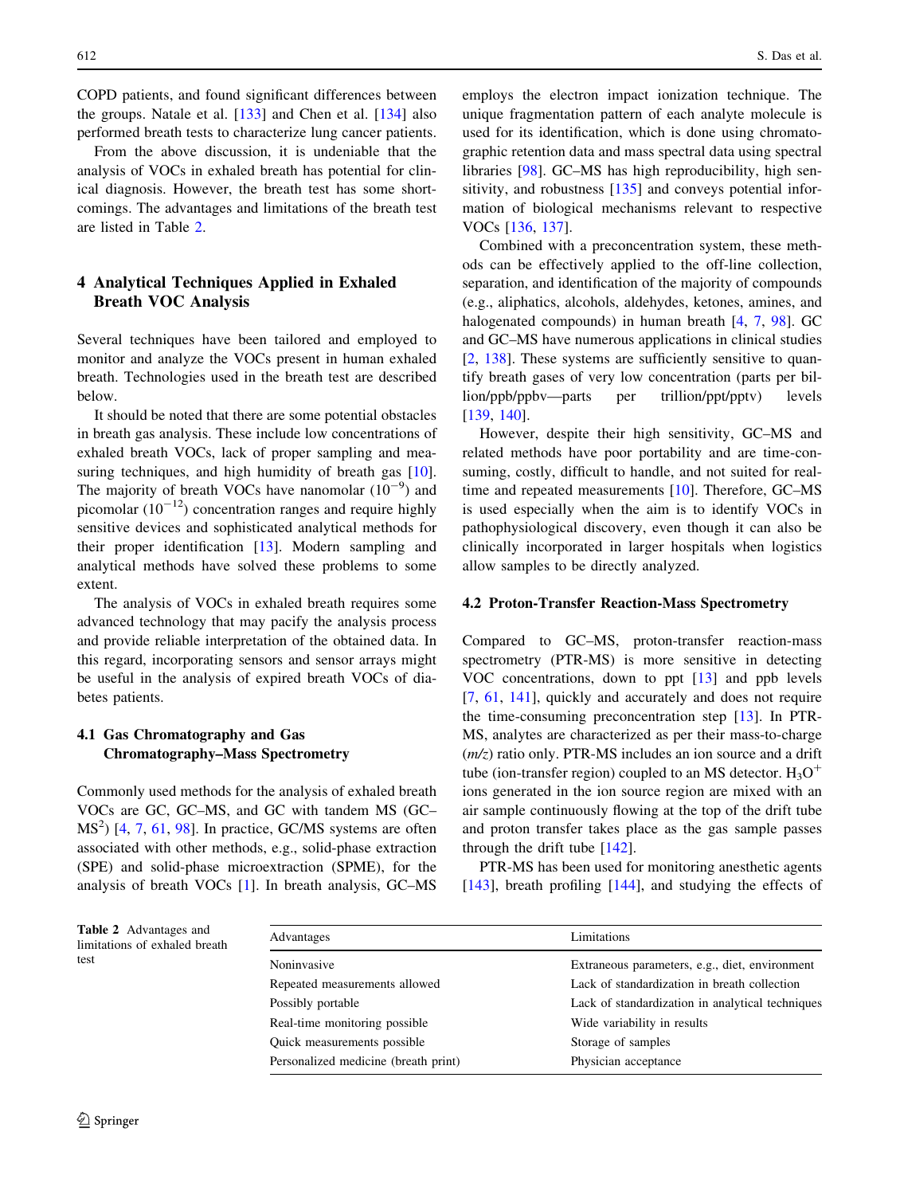COPD patients, and found significant differences between the groups. Natale et al. [133] and Chen et al. [134] also performed breath tests to characterize lung cancer patients.

From the above discussion, it is undeniable that the analysis of VOCs in exhaled breath has potential for clinical diagnosis. However, the breath test has some shortcomings. The advantages and limitations of the breath test are listed in Table 2.

## 4 Analytical Techniques Applied in Exhaled Breath VOC Analysis

Several techniques have been tailored and employed to monitor and analyze the VOCs present in human exhaled breath. Technologies used in the breath test are described below.

It should be noted that there are some potential obstacles in breath gas analysis. These include low concentrations of exhaled breath VOCs, lack of proper sampling and measuring techniques, and high humidity of breath gas [10]. The majority of breath VOCs have nanomolar ($10^{-9}$) and picomolar ($10^{-12}$) concentration ranges and require highly sensitive devices and sophisticated analytical methods for their proper identification [13]. Modern sampling and analytical methods have solved these problems to some extent.

The analysis of VOCs in exhaled breath requires some advanced technology that may pacify the analysis process and provide reliable interpretation of the obtained data. In this regard, incorporating sensors and sensor arrays might be useful in the analysis of expired breath VOCs of diabetes patients.

### 4.1 Gas Chromatography and Gas Chromatography–Mass Spectrometry

Commonly used methods for the analysis of exhaled breath VOCs are GC, GC–MS, and GC with tandem MS (GC–MS$^2$) [4, 7, 61, 98]. In practice, GC/MS systems are often associated with other methods, e.g., solid-phase extraction (SPE) and solid-phase microextraction (SPME), for the analysis of breath VOCs [1]. In breath analysis, GC–MS employs the electron impact ionization technique. The unique fragmentation pattern of each analyte molecule is used for its identification, which is done using chromatographic retention data and mass spectral data using spectral libraries [98]. GC–MS has high reproducibility, high sensitivity, and robustness [135] and conveys potential information of biological mechanisms relevant to respective VOCs [136, 137].

Combined with a preconcentration system, these methods can be effectively applied to the off-line collection, separation, and identification of the majority of compounds (e.g., aliphatics, alcohols, aldehydes, ketones, amines, and halogenated compounds) in human breath [4, 7, 98]. GC and GC–MS have numerous applications in clinical studies [2, 138]. These systems are sufficiently sensitive to quantify breath gases of very low concentration (parts per billion/ppb/ppbv—parts per trillion/ppt/pptv) levels [139, 140].

However, despite their high sensitivity, GC–MS and related methods have poor portability and are time-consuming, costly, difficult to handle, and not suited for real-time and repeated measurements [10]. Therefore, GC–MS is used especially when the aim is to identify VOCs in pathophysiological discovery, even though it can also be clinically incorporated in larger hospitals when logistics allow samples to be directly analyzed.

### 4.2 Proton-Transfer Reaction-Mass Spectrometry

Compared to GC–MS, proton-transfer reaction-mass spectrometry (PTR-MS) is more sensitive in detecting VOC concentrations, down to ppt [13] and ppb levels [7, 61, 141], quickly and accurately and does not require the time-consuming preconcentration step [13]. In PTR-MS, analytes are characterized as per their mass-to-charge (*m/z*) ratio only. PTR-MS includes an ion source and a drift tube (ion-transfer region) coupled to an MS detector. $H_3O^+$ ions generated in the ion source region are mixed with an air sample continuously flowing at the top of the drift tube and proton transfer takes place as the gas sample passes through the drift tube [142].

PTR-MS has been used for monitoring anesthetic agents [143], breath profiling [144], and studying the effects of

**Table 2** Advantages and limitations of exhaled breath test

| Advantages | Limitations |
|---|---|
| Noninvasive | Extraneous parameters, e.g., diet, environment |
| Repeated measurements allowed | Lack of standardization in breath collection |
| Possibly portable | Lack of standardization in analytical techniques |
| Real-time monitoring possible | Wide variability in results |
| Quick measurements possible | Storage of samples |
| Personalized medicine (breath print) | Physician acceptance |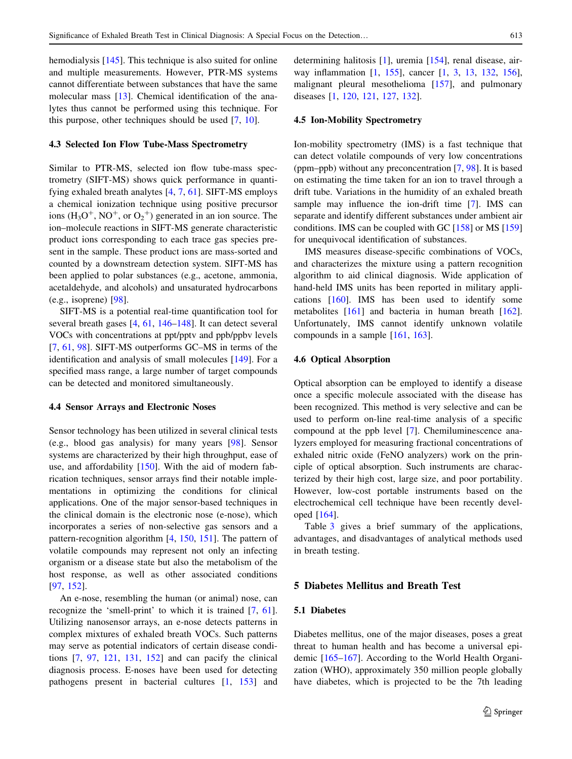hemodialysis [145]. This technique is also suited for online and multiple measurements. However, PTR-MS systems cannot differentiate between substances that have the same molecular mass [13]. Chemical identification of the analytes thus cannot be performed using this technique. For this purpose, other techniques should be used [7, 10].

### 4.3 Selected Ion Flow Tube-Mass Spectrometry

Similar to PTR-MS, selected ion flow tube-mass spectrometry (SIFT-MS) shows quick performance in quantifying exhaled breath analytes [4, 7, 61]. SIFT-MS employs a chemical ionization technique using positive precursor ions ($H_3O^+$, $NO^+$, or $O_2^+$) generated in an ion source. The ion–molecule reactions in SIFT-MS generate characteristic product ions corresponding to each trace gas species present in the sample. These product ions are mass-sorted and counted by a downstream detection system. SIFT-MS has been applied to polar substances (e.g., acetone, ammonia, acetaldehyde, and alcohols) and unsaturated hydrocarbons (e.g., isoprene) [98].

SIFT-MS is a potential real-time quantification tool for several breath gases [4, 61, 146–148]. It can detect several VOCs with concentrations at ppt/pptv and ppb/ppbv levels [7, 61, 98]. SIFT-MS outperforms GC–MS in terms of the identification and analysis of small molecules [149]. For a specified mass range, a large number of target compounds can be detected and monitored simultaneously.

### 4.4 Sensor Arrays and Electronic Noses

Sensor technology has been utilized in several clinical tests (e.g., blood gas analysis) for many years [98]. Sensor systems are characterized by their high throughput, ease of use, and affordability [150]. With the aid of modern fabrication techniques, sensor arrays find their notable implementations in optimizing the conditions for clinical applications. One of the major sensor-based techniques in the clinical domain is the electronic nose (e-nose), which incorporates a series of non-selective gas sensors and a pattern-recognition algorithm [4, 150, 151]. The pattern of volatile compounds may represent not only an infecting organism or a disease state but also the metabolism of the host response, as well as other associated conditions [97, 152].

An e-nose, resembling the human (or animal) nose, can recognize the 'smell-print' to which it is trained [7, 61]. Utilizing nanosensor arrays, an e-nose detects patterns in complex mixtures of exhaled breath VOCs. Such patterns may serve as potential indicators of certain disease conditions [7, 97, 121, 131, 152] and can pacify the clinical diagnosis process. E-noses have been used for detecting pathogens present in bacterial cultures [1, 153] and determining halitosis [1], uremia [154], renal disease, airway inflammation [1, 155], cancer [1, 3, 13, 132, 156], malignant pleural mesothelioma [157], and pulmonary diseases [1, 120, 121, 127, 132].

### 4.5 Ion-Mobility Spectrometry

Ion-mobility spectrometry (IMS) is a fast technique that can detect volatile compounds of very low concentrations (ppm–ppb) without any preconcentration [7, 98]. It is based on estimating the time taken for an ion to travel through a drift tube. Variations in the humidity of an exhaled breath sample may influence the ion-drift time [7]. IMS can separate and identify different substances under ambient air conditions. IMS can be coupled with GC [158] or MS [159] for unequivocal identification of substances.

IMS measures disease-specific combinations of VOCs, and characterizes the mixture using a pattern recognition algorithm to aid clinical diagnosis. Wide application of hand-held IMS units has been reported in military applications [160]. IMS has been used to identify some metabolites [161] and bacteria in human breath [162]. Unfortunately, IMS cannot identify unknown volatile compounds in a sample [161, 163].

### 4.6 Optical Absorption

Optical absorption can be employed to identify a disease once a specific molecule associated with the disease has been recognized. This method is very selective and can be used to perform on-line real-time analysis of a specific compound at the ppb level [7]. Chemiluminescence analyzers employed for measuring fractional concentrations of exhaled nitric oxide (FeNO analyzers) work on the principle of optical absorption. Such instruments are characterized by their high cost, large size, and poor portability. However, low-cost portable instruments based on the electrochemical cell technique have been recently developed [164].

Table 3 gives a brief summary of the applications, advantages, and disadvantages of analytical methods used in breath testing.

## 5 Diabetes Mellitus and Breath Test

### 5.1 Diabetes

Diabetes mellitus, one of the major diseases, poses a great threat to human health and has become a universal epidemic [165–167]. According to the World Health Organization (WHO), approximately 350 million people globally have diabetes, which is projected to be the 7th leading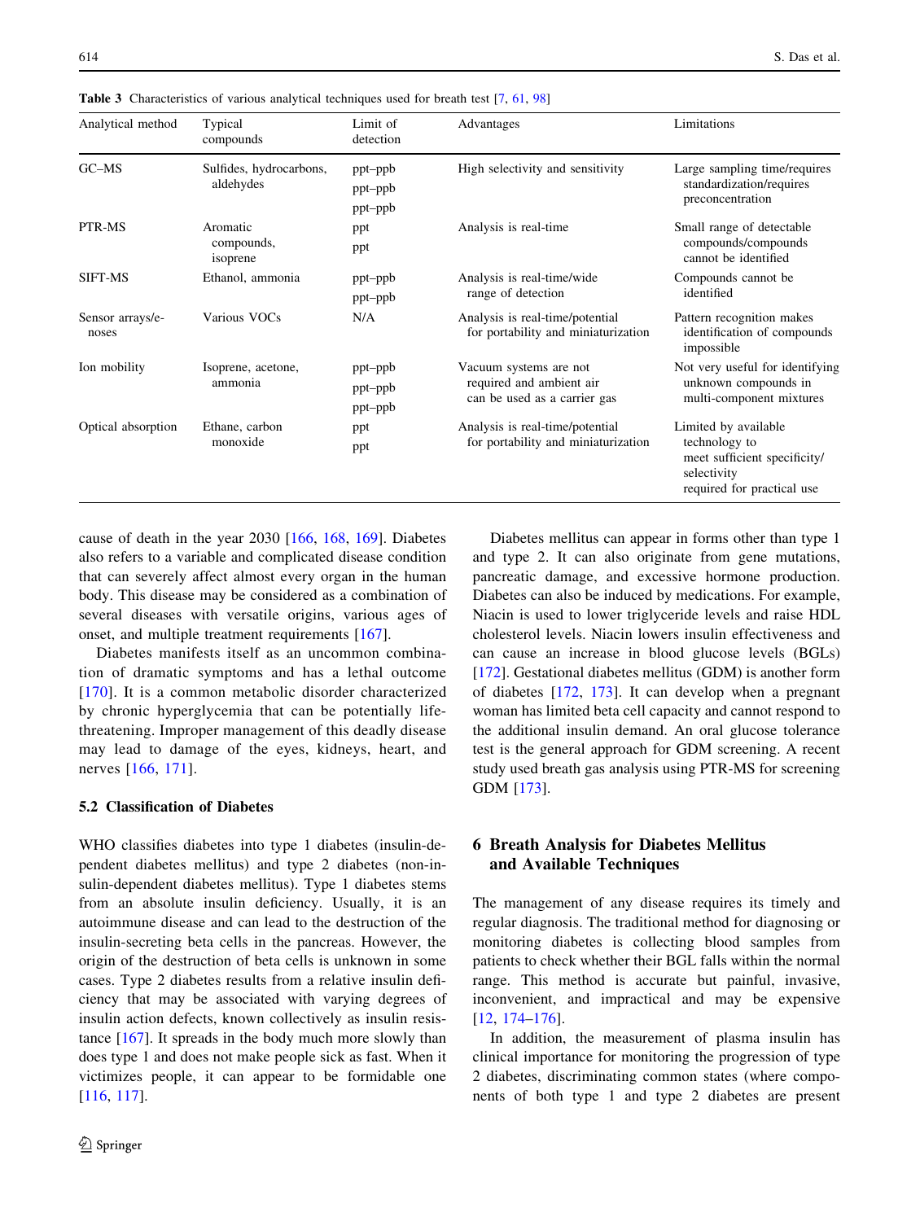**Table 3** Characteristics of various analytical techniques used for breath test [7, 61, 98]

| Analytical method | Typical compounds | Limit of detection | Advantages | Limitations |
|---|---|---|---|---|
| GC–MS | Sulfides, hydrocarbons, aldehydes | ppt–ppb<br>ppt–ppb<br>ppt–ppb | High selectivity and sensitivity | Large sampling time/requires standardization/requires preconcentration |
| PTR-MS | Aromatic compounds, isoprene | ppt<br>ppt | Analysis is real-time | Small range of detectable compounds/compounds cannot be identified |
| SIFT-MS | Ethanol, ammonia | ppt–ppb<br>ppt–ppb | Analysis is real-time/wide range of detection | Compounds cannot be identified |
| Sensor arrays/e-noses | Various VOCs | N/A | Analysis is real-time/potential for portability and miniaturization | Pattern recognition makes identification of compounds impossible |
| Ion mobility | Isoprene, acetone, ammonia | ppt–ppb<br>ppt–ppb<br>ppt–ppb | Vacuum systems are not required and ambient air can be used as a carrier gas | Not very useful for identifying unknown compounds in multi-component mixtures |
| Optical absorption | Ethane, carbon monoxide | ppt<br>ppt | Analysis is real-time/potential for portability and miniaturization | Limited by available technology to meet sufficient specificity/selectivity required for practical use |

cause of death in the year 2030 [166, 168, 169]. Diabetes also refers to a variable and complicated disease condition that can severely affect almost every organ in the human body. This disease may be considered as a combination of several diseases with versatile origins, various ages of onset, and multiple treatment requirements [167].

Diabetes manifests itself as an uncommon combination of dramatic symptoms and has a lethal outcome [170]. It is a common metabolic disorder characterized by chronic hyperglycemia that can be potentially life-threatening. Improper management of this deadly disease may lead to damage of the eyes, kidneys, heart, and nerves [166, 171].

### 5.2 Classification of Diabetes

WHO classifies diabetes into type 1 diabetes (insulin-dependent diabetes mellitus) and type 2 diabetes (non-insulin-dependent diabetes mellitus). Type 1 diabetes stems from an absolute insulin deficiency. Usually, it is an autoimmune disease and can lead to the destruction of the insulin-secreting beta cells in the pancreas. However, the origin of the destruction of beta cells is unknown in some cases. Type 2 diabetes results from a relative insulin deficiency that may be associated with varying degrees of insulin action defects, known collectively as insulin resistance [167]. It spreads in the body much more slowly than does type 1 and does not make people sick as fast. When it victimizes people, it can appear to be formidable one [116, 117].

Diabetes mellitus can appear in forms other than type 1 and type 2. It can also originate from gene mutations, pancreatic damage, and excessive hormone production. Diabetes can also be induced by medications. For example, Niacin is used to lower triglyceride levels and raise HDL cholesterol levels. Niacin lowers insulin effectiveness and can cause an increase in blood glucose levels (BGLs) [172]. Gestational diabetes mellitus (GDM) is another form of diabetes [172, 173]. It can develop when a pregnant woman has limited beta cell capacity and cannot respond to the additional insulin demand. An oral glucose tolerance test is the general approach for GDM screening. A recent study used breath gas analysis using PTR-MS for screening GDM [173].

## 6 Breath Analysis for Diabetes Mellitus and Available Techniques

The management of any disease requires its timely and regular diagnosis. The traditional method for diagnosing or monitoring diabetes is collecting blood samples from patients to check whether their BGL falls within the normal range. This method is accurate but painful, invasive, inconvenient, and impractical and may be expensive [12, 174–176].

In addition, the measurement of plasma insulin has clinical importance for monitoring the progression of type 2 diabetes, discriminating common states (where components of both type 1 and type 2 diabetes are present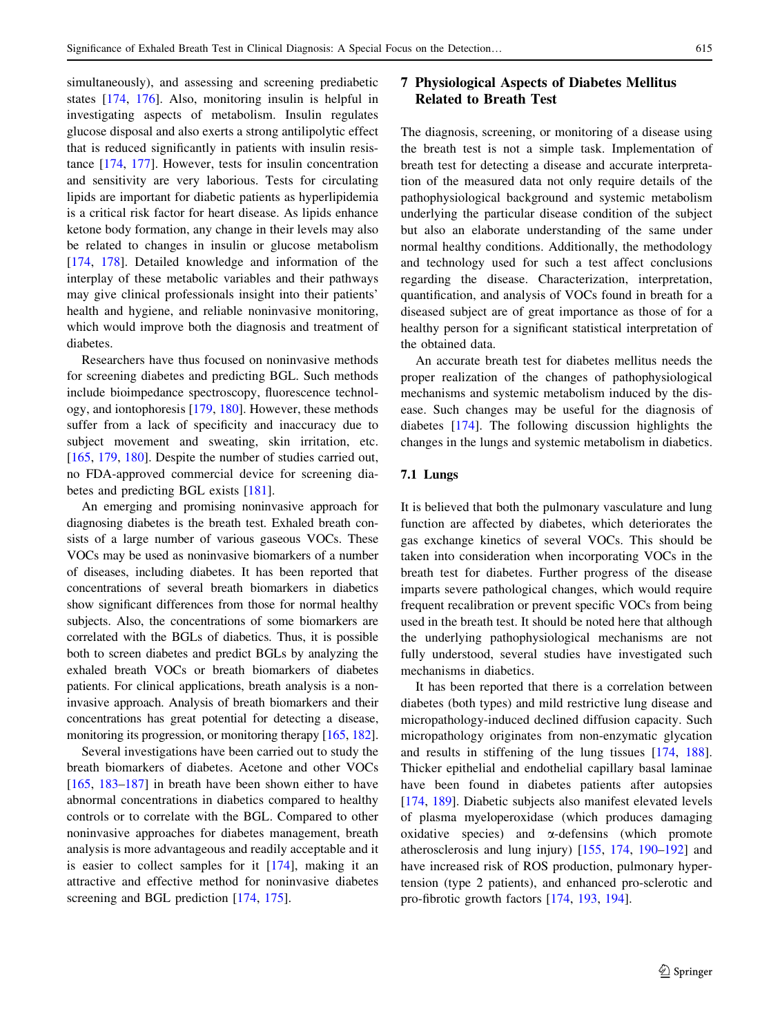simultaneously), and assessing and screening prediabetic states [174, 176]. Also, monitoring insulin is helpful in investigating aspects of metabolism. Insulin regulates glucose disposal and also exerts a strong antilipolytic effect that is reduced significantly in patients with insulin resistance [174, 177]. However, tests for insulin concentration and sensitivity are very laborious. Tests for circulating lipids are important for diabetic patients as hyperlipidemia is a critical risk factor for heart disease. As lipids enhance ketone body formation, any change in their levels may also be related to changes in insulin or glucose metabolism [174, 178]. Detailed knowledge and information of the interplay of these metabolic variables and their pathways may give clinical professionals insight into their patients' health and hygiene, and reliable noninvasive monitoring, which would improve both the diagnosis and treatment of diabetes.

Researchers have thus focused on noninvasive methods for screening diabetes and predicting BGL. Such methods include bioimpedance spectroscopy, fluorescence technology, and iontophoresis [179, 180]. However, these methods suffer from a lack of specificity and inaccuracy due to subject movement and sweating, skin irritation, etc. [165, 179, 180]. Despite the number of studies carried out, no FDA-approved commercial device for screening diabetes and predicting BGL exists [181].

An emerging and promising noninvasive approach for diagnosing diabetes is the breath test. Exhaled breath consists of a large number of various gaseous VOCs. These VOCs may be used as noninvasive biomarkers of a number of diseases, including diabetes. It has been reported that concentrations of several breath biomarkers in diabetics show significant differences from those for normal healthy subjects. Also, the concentrations of some biomarkers are correlated with the BGLs of diabetics. Thus, it is possible both to screen diabetes and predict BGLs by analyzing the exhaled breath VOCs or breath biomarkers of diabetes patients. For clinical applications, breath analysis is a noninvasive approach. Analysis of breath biomarkers and their concentrations has great potential for detecting a disease, monitoring its progression, or monitoring therapy [165, 182].

Several investigations have been carried out to study the breath biomarkers of diabetes. Acetone and other VOCs [165, 183–187] in breath have been shown either to have abnormal concentrations in diabetics compared to healthy controls or to correlate with the BGL. Compared to other noninvasive approaches for diabetes management, breath analysis is more advantageous and readily acceptable and it is easier to collect samples for it [174], making it an attractive and effective method for noninvasive diabetes screening and BGL prediction [174, 175].

## 7 Physiological Aspects of Diabetes Mellitus Related to Breath Test

The diagnosis, screening, or monitoring of a disease using the breath test is not a simple task. Implementation of breath test for detecting a disease and accurate interpretation of the measured data not only require details of the pathophysiological background and systemic metabolism underlying the particular disease condition of the subject but also an elaborate understanding of the same under normal healthy conditions. Additionally, the methodology and technology used for such a test affect conclusions regarding the disease. Characterization, interpretation, quantification, and analysis of VOCs found in breath for a diseased subject are of great importance as those of for a healthy person for a significant statistical interpretation of the obtained data.

An accurate breath test for diabetes mellitus needs the proper realization of the changes of pathophysiological mechanisms and systemic metabolism induced by the disease. Such changes may be useful for the diagnosis of diabetes [174]. The following discussion highlights the changes in the lungs and systemic metabolism in diabetics.

### 7.1 Lungs

It is believed that both the pulmonary vasculature and lung function are affected by diabetes, which deteriorates the gas exchange kinetics of several VOCs. This should be taken into consideration when incorporating VOCs in the breath test for diabetes. Further progress of the disease imparts severe pathological changes, which would require frequent recalibration or prevent specific VOCs from being used in the breath test. It should be noted here that although the underlying pathophysiological mechanisms are not fully understood, several studies have investigated such mechanisms in diabetics.

It has been reported that there is a correlation between diabetes (both types) and mild restrictive lung disease and micropathology-induced declined diffusion capacity. Such micropathology originates from non-enzymatic glycation and results in stiffening of the lung tissues [174, 188]. Thicker epithelial and endothelial capillary basal laminae have been found in diabetes patients after autopsies [174, 189]. Diabetic subjects also manifest elevated levels of plasma myeloperoxidase (which produces damaging oxidative species) and $\alpha$-defensins (which promote atherosclerosis and lung injury) [155, 174, 190–192] and have increased risk of ROS production, pulmonary hypertension (type 2 patients), and enhanced pro-sclerotic and pro-fibrotic growth factors [174, 193, 194].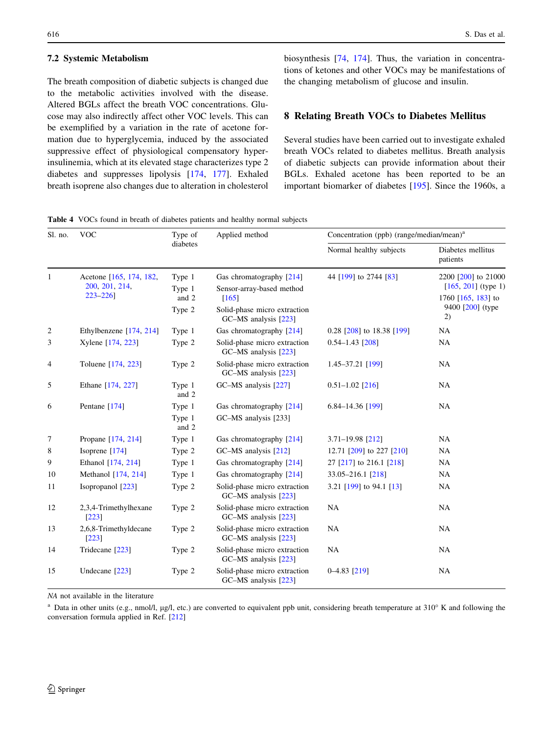### 7.2 Systemic Metabolism

The breath composition of diabetic subjects is changed due to the metabolic activities involved with the disease. Altered BGLs affect the breath VOC concentrations. Glucose may also indirectly affect other VOC levels. This can be exemplified by a variation in the rate of acetone formation due to hyperglycemia, induced by the associated suppressive effect of physiological compensatory hyperinsulinemia, which at its elevated stage characterizes type 2 diabetes and suppresses lipolysis [174, 177]. Exhaled breath isoprene also changes due to alteration in cholesterol biosynthesis [74, 174]. Thus, the variation in concentrations of ketones and other VOCs may be manifestations of the changing metabolism of glucose and insulin.

## 8 Relating Breath VOCs to Diabetes Mellitus

Several studies have been carried out to investigate exhaled breath VOCs related to diabetes mellitus. Breath analysis of diabetic subjects can provide information about their BGLs. Exhaled acetone has been reported to be an important biomarker of diabetes [195]. Since the 1960s, a

**Table 4** VOCs found in breath of diabetes patients and healthy normal subjects

| Sl. no. | VOC | Type of diabetes | Applied method | Concentration (ppb) (range/median/mean)[a] | |
|---|---|---|---|---|---|
| | | | | Normal healthy subjects | Diabetes mellitus patients |
| 1 | Acetone [165, 174, 182, 200, 201, 214, 223–226] | Type 1<br>Type 1 and 2<br>Type 2 | Gas chromatography [214]<br>Sensor-array-based method [165]<br>Solid-phase micro extraction GC–MS analysis [223] | 44 [199] to 2744 [83] | 2200 [200] to 21000 [165, 201] (type 1)<br>1760 [165, 183] to 9400 [200] (type 2) |
| 2 | Ethylbenzene [174, 214] | Type 1 | Gas chromatography [214] | 0.28 [208] to 18.38 [199] | NA |
| 3 | Xylene [174, 223] | Type 2 | Solid-phase micro extraction GC–MS analysis [223] | 0.54–1.43 [208] | NA |
| 4 | Toluene [174, 223] | Type 2 | Solid-phase micro extraction GC–MS analysis [223] | 1.45–37.21 [199] | NA |
| 5 | Ethane [174, 227] | Type 1 and 2 | GC–MS analysis [227] | 0.51–1.02 [216] | NA |
| 6 | Pentane [174] | Type 1<br>Type 1 and 2 | Gas chromatography [214]<br>GC–MS analysis [233] | 6.84–14.36 [199] | NA |
| 7 | Propane [174, 214] | Type 1 | Gas chromatography [214] | 3.71–19.98 [212] | NA |
| 8 | Isoprene [174] | Type 2 | GC–MS analysis [212] | 12.71 [209] to 227 [210] | NA |
| 9 | Ethanol [174, 214] | Type 1 | Gas chromatography [214] | 27 [217] to 216.1 [218] | NA |
| 10 | Methanol [174, 214] | Type 1 | Gas chromatography [214] | 33.05–216.1 [218] | NA |
| 11 | Isopropanol [223] | Type 2 | Solid-phase micro extraction GC–MS analysis [223] | 3.21 [199] to 94.1 [13] | NA |
| 12 | 2,3,4-Trimethylhexane [223] | Type 2 | Solid-phase micro extraction GC–MS analysis [223] | NA | NA |
| 13 | 2,6,8-Trimethyldecane [223] | Type 2 | Solid-phase micro extraction GC–MS analysis [223] | NA | NA |
| 14 | Tridecane [223] | Type 2 | Solid-phase micro extraction GC–MS analysis [223] | NA | NA |
| 15 | Undecane [223] | Type 2 | Solid-phase micro extraction GC–MS analysis [223] | 0–4.83 [219] | NA |

*NA* not available in the literature

[a] Data in other units (e.g., nmol/l, µg/l, etc.) are converted to equivalent ppb unit, considering breath temperature at 310° K and following the conversation formula applied in Ref. [212]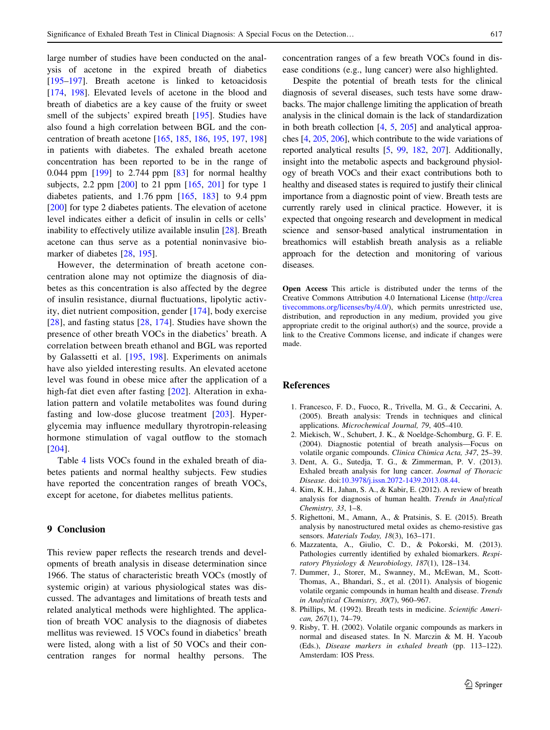large number of studies have been conducted on the analysis of acetone in the expired breath of diabetics [195–197]. Breath acetone is linked to ketoacidosis [174, 198]. Elevated levels of acetone in the blood and breath of diabetics are a key cause of the fruity or sweet smell of the subjects' expired breath [195]. Studies have also found a high correlation between BGL and the concentration of breath acetone [165, 185, 186, 195, 197, 198] in patients with diabetes. The exhaled breath acetone concentration has been reported to be in the range of 0.044 ppm [199] to 2.744 ppm [83] for normal healthy subjects, 2.2 ppm [200] to 21 ppm [165, 201] for type 1 diabetes patients, and 1.76 ppm [165, 183] to 9.4 ppm [200] for type 2 diabetes patients. The elevation of acetone level indicates either a deficit of insulin in cells or cells' inability to effectively utilize available insulin [28]. Breath acetone can thus serve as a potential noninvasive biomarker of diabetes [28, 195].

However, the determination of breath acetone concentration alone may not optimize the diagnosis of diabetes as this concentration is also affected by the degree of insulin resistance, diurnal fluctuations, lipolytic activity, diet nutrient composition, gender [174], body exercise [28], and fasting status [28, 174]. Studies have shown the presence of other breath VOCs in the diabetics' breath. A correlation between breath ethanol and BGL was reported by Galassetti et al. [195, 198]. Experiments on animals have also yielded interesting results. An elevated acetone level was found in obese mice after the application of a high-fat diet even after fasting [202]. Alteration in exhalation pattern and volatile metabolites was found during fasting and low-dose glucose treatment [203]. Hyperglycemia may influence medullary thyrotropin-releasing hormone stimulation of vagal outflow to the stomach [204].

Table 4 lists VOCs found in the exhaled breath of diabetes patients and normal healthy subjects. Few studies have reported the concentration ranges of breath VOCs, except for acetone, for diabetes mellitus patients.

## 9 Conclusion

This review paper reflects the research trends and developments of breath analysis in disease determination since 1966. The status of characteristic breath VOCs (mostly of systemic origin) at various physiological states was discussed. The advantages and limitations of breath tests and related analytical methods were highlighted. The application of breath VOC analysis to the diagnosis of diabetes mellitus was reviewed. 15 VOCs found in diabetics' breath were listed, along with a list of 50 VOCs and their concentration ranges for normal healthy persons. The concentration ranges of a few breath VOCs found in disease conditions (e.g., lung cancer) were also highlighted.

Despite the potential of breath tests for the clinical diagnosis of several diseases, such tests have some drawbacks. The major challenge limiting the application of breath analysis in the clinical domain is the lack of standardization in both breath collection [4, 5, 205] and analytical approaches [4, 205, 206], which contribute to the wide variations of reported analytical results [5, 99, 182, 207]. Additionally, insight into the metabolic aspects and background physiology of breath VOCs and their exact contributions both to healthy and diseased states is required to justify their clinical importance from a diagnostic point of view. Breath tests are currently rarely used in clinical practice. However, it is expected that ongoing research and development in medical science and sensor-based analytical instrumentation in breathomics will establish breath analysis as a reliable approach for the detection and monitoring of various diseases.

**Open Access** This article is distributed under the terms of the Creative Commons Attribution 4.0 International License (http://creativecommons.org/licenses/by/4.0/), which permits unrestricted use, distribution, and reproduction in any medium, provided you give appropriate credit to the original author(s) and the source, provide a link to the Creative Commons license, and indicate if changes were made.

## References

1. Francesco, F. D., Fuoco, R., Trivella, M. G., & Ceccarini, A. (2005). Breath analysis: Trends in techniques and clinical applications. *Microchemical Journal, 79*, 405–410.
2. Miekisch, W., Schubert, J. K., & Noeldge-Schomburg, G. F. E. (2004). Diagnostic potential of breath analysis—Focus on volatile organic compounds. *Clinica Chimica Acta, 347*, 25–39.
3. Dent, A. G., Sutedja, T. G., & Zimmerman, P. V. (2013). Exhaled breath analysis for lung cancer. *Journal of Thoracic Disease*. doi:10.3978/j.issn.2072-1439.2013.08.44.
4. Kim, K. H., Jahan, S. A., & Kabir, E. (2012). A review of breath analysis for diagnosis of human health. *Trends in Analytical Chemistry, 33*, 1–8.
5. Righettoni, M., Amann, A., & Pratsinis, S. E. (2015). Breath analysis by nanostructured metal oxides as chemo-resistive gas sensors. *Materials Today, 18*(3), 163–171.
6. Mazzatenta, A., Giulio, C. D., & Pokorski, M. (2013). Pathologies currently identified by exhaled biomarkers. *Respiratory Physiology & Neurobiology, 187*(1), 128–134.
7. Dummer, J., Storer, M., Swanney, M., McEwan, M., Scott-Thomas, A., Bhandari, S., et al. (2011). Analysis of biogenic volatile organic compounds in human health and disease. *Trends in Analytical Chemistry, 30*(7), 960–967.
8. Phillips, M. (1992). Breath tests in medicine. *Scientific American, 267*(1), 74–79.
9. Risby, T. H. (2002). Volatile organic compounds as markers in normal and diseased states. In N. Marczin & M. H. Yacoub (Eds.), *Disease markers in exhaled breath* (pp. 113–122). Amsterdam: IOS Press.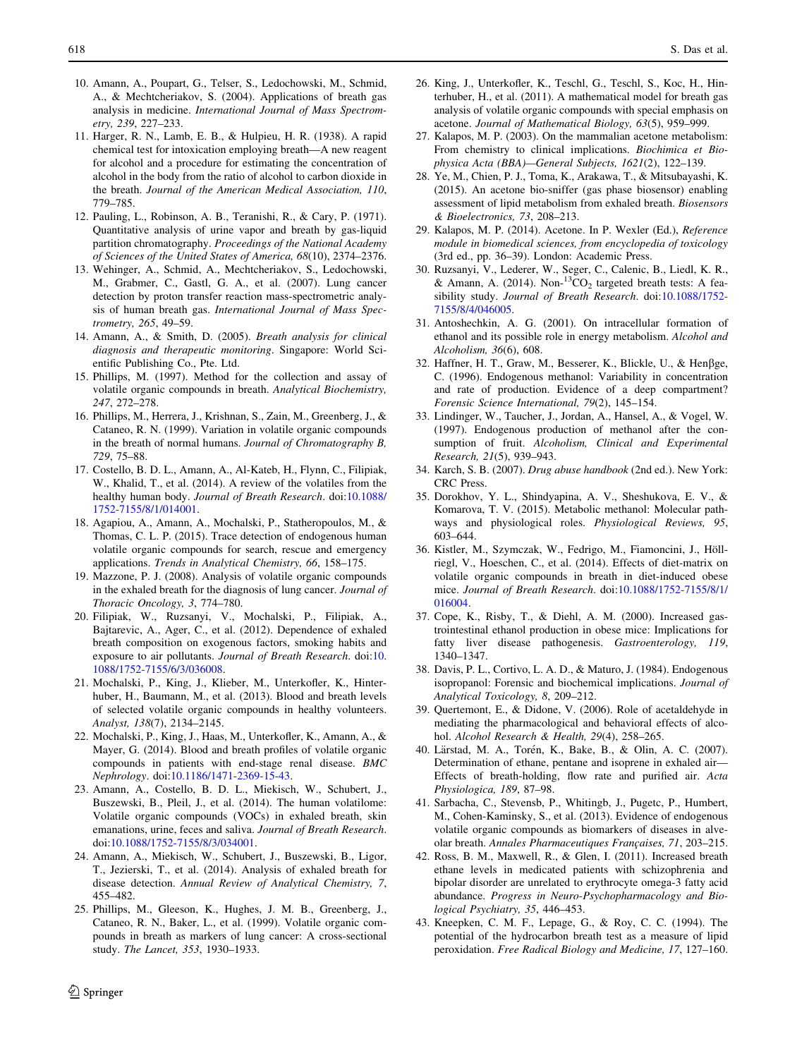10. Amann, A., Poupart, G., Telser, S., Ledochowski, M., Schmid, A., & Mechtcheriakov, S. (2004). Applications of breath gas analysis in medicine. *International Journal of Mass Spectrometry, 239*, 227–233.
11. Harger, R. N., Lamb, E. B., & Hulpieu, H. R. (1938). A rapid chemical test for intoxication employing breath—A new reagent for alcohol and a procedure for estimating the concentration of alcohol in the body from the ratio of alcohol to carbon dioxide in the breath. *Journal of the American Medical Association, 110*, 779–785.
12. Pauling, L., Robinson, A. B., Teranishi, R., & Cary, P. (1971). Quantitative analysis of urine vapor and breath by gas-liquid partition chromatography. *Proceedings of the National Academy of Sciences of the United States of America, 68*(10), 2374–2376.
13. Wehinger, A., Schmid, A., Mechtcheriakov, S., Ledochowski, M., Grabmer, C., Gastl, G. A., et al. (2007). Lung cancer detection by proton transfer reaction mass-spectrometric analysis of human breath gas. *International Journal of Mass Spectrometry, 265*, 49–59.
14. Amann, A., & Smith, D. (2005). *Breath analysis for clinical diagnosis and therapeutic monitoring*. Singapore: World Scientific Publishing Co., Pte. Ltd.
15. Phillips, M. (1997). Method for the collection and assay of volatile organic compounds in breath. *Analytical Biochemistry, 247*, 272–278.
16. Phillips, M., Herrera, J., Krishnan, S., Zain, M., Greenberg, J., & Cataneo, R. N. (1999). Variation in volatile organic compounds in the breath of normal humans. *Journal of Chromatography B, 729*, 75–88.
17. Costello, B. D. L., Amann, A., Al-Kateb, H., Flynn, C., Filipiak, W., Khalid, T., et al. (2014). A review of the volatiles from the healthy human body. *Journal of Breath Research*. doi:10.1088/1752-7155/8/1/014001.
18. Agapiou, A., Amann, A., Mochalski, P., Statheropoulos, M., & Thomas, C. L. P. (2015). Trace detection of endogenous human volatile organic compounds for search, rescue and emergency applications. *Trends in Analytical Chemistry, 66*, 158–175.
19. Mazzone, P. J. (2008). Analysis of volatile organic compounds in the exhaled breath for the diagnosis of lung cancer. *Journal of Thoracic Oncology, 3*, 774–780.
20. Filipiak, W., Ruzsanyi, V., Mochalski, P., Filipiak, A., Bajtarevic, A., Ager, C., et al. (2012). Dependence of exhaled breath composition on exogenous factors, smoking habits and exposure to air pollutants. *Journal of Breath Research*. doi:10.1088/1752-7155/6/3/036008.
21. Mochalski, P., King, J., Klieber, M., Unterkofler, K., Hinterhuber, H., Baumann, M., et al. (2013). Blood and breath levels of selected volatile organic compounds in healthy volunteers. *Analyst, 138*(7), 2134–2145.
22. Mochalski, P., King, J., Haas, M., Unterkofler, K., Amann, A., & Mayer, G. (2014). Blood and breath profiles of volatile organic compounds in patients with end-stage renal disease. *BMC Nephrology*. doi:10.1186/1471-2369-15-43.
23. Amann, A., Costello, B. D. L., Miekisch, W., Schubert, J., Buszewski, B., Pleil, J., et al. (2014). The human volatilome: Volatile organic compounds (VOCs) in exhaled breath, skin emanations, urine, feces and saliva. *Journal of Breath Research*. doi:10.1088/1752-7155/8/3/034001.
24. Amann, A., Miekisch, W., Schubert, J., Buszewski, B., Ligor, T., Jezierski, T., et al. (2014). Analysis of exhaled breath for disease detection. *Annual Review of Analytical Chemistry, 7*, 455–482.
25. Phillips, M., Gleeson, K., Hughes, J. M. B., Greenberg, J., Cataneo, R. N., Baker, L., et al. (1999). Volatile organic compounds in breath as markers of lung cancer: A cross-sectional study. *The Lancet, 353*, 1930–1933.
26. King, J., Unterkofler, K., Teschl, G., Teschl, S., Koc, H., Hinterhuber, H., et al. (2011). A mathematical model for breath gas analysis of volatile organic compounds with special emphasis on acetone. *Journal of Mathematical Biology, 63*(5), 959–999.
27. Kalapos, M. P. (2003). On the mammalian acetone metabolism: From chemistry to clinical implications. *Biochimica et Biophysica Acta (BBA)—General Subjects, 1621*(2), 122–139.
28. Ye, M., Chien, P. J., Toma, K., Arakawa, T., & Mitsubayashi, K. (2015). An acetone bio-sniffer (gas phase biosensor) enabling assessment of lipid metabolism from exhaled breath. *Biosensors & Bioelectronics, 73*, 208–213.
29. Kalapos, M. P. (2014). Acetone. In P. Wexler (Ed.), *Reference module in biomedical sciences, from encyclopedia of toxicology* (3rd ed., pp. 36–39). London: Academic Press.
30. Ruzsanyi, V., Lederer, W., Seger, C., Calenic, B., Liedl, K. R., & Amann, A. (2014). Non-$^{13}CO_2$ targeted breath tests: A feasibility study. *Journal of Breath Research*. doi:10.1088/1752-7155/8/4/046005.
31. Antoshechkin, A. G. (2001). On intracellular formation of ethanol and its possible role in energy metabolism. *Alcohol and Alcoholism, 36*(6), 608.
32. Haffner, H. T., Graw, M., Besserer, K., Blickle, U., & Henβge, C. (1996). Endogenous methanol: Variability in concentration and rate of production. Evidence of a deep compartment? *Forensic Science International, 79*(2), 145–154.
33. Lindinger, W., Taucher, J., Jordan, A., Hansel, A., & Vogel, W. (1997). Endogenous production of methanol after the consumption of fruit. *Alcoholism, Clinical and Experimental Research, 21*(5), 939–943.
34. Karch, S. B. (2007). *Drug abuse handbook* (2nd ed.). New York: CRC Press.
35. Dorokhov, Y. L., Shindyapina, A. V., Sheshukova, E. V., & Komarova, T. V. (2015). Metabolic methanol: Molecular pathways and physiological roles. *Physiological Reviews, 95*, 603–644.
36. Kistler, M., Szymczak, W., Fedrigo, M., Fiamoncini, J., Höllriegl, V., Hoeschen, C., et al. (2014). Effects of diet-matrix on volatile organic compounds in breath in diet-induced obese mice. *Journal of Breath Research*. doi:10.1088/1752-7155/8/1/016004.
37. Cope, K., Risby, T., & Diehl, A. M. (2000). Increased gastrointestinal ethanol production in obese mice: Implications for fatty liver disease pathogenesis. *Gastroenterology, 119*, 1340–1347.
38. Davis, P. L., Cortivo, L. A. D., & Maturo, J. (1984). Endogenous isopropanol: Forensic and biochemical implications. *Journal of Analytical Toxicology, 8*, 209–212.
39. Quertemont, E., & Didone, V. (2006). Role of acetaldehyde in mediating the pharmacological and behavioral effects of alcohol. *Alcohol Research & Health, 29*(4), 258–265.
40. Lärstad, M. A., Torén, K., Bake, B., & Olin, A. C. (2007). Determination of ethane, pentane and isoprene in exhaled air—Effects of breath-holding, flow rate and purified air. *Acta Physiologica, 189*, 87–98.
41. Sarbacha, C., Stevensb, P., Whitingb, J., Pugetc, P., Humbert, M., Cohen-Kaminsky, S., et al. (2013). Evidence of endogenous volatile organic compounds as biomarkers of diseases in alveolar breath. *Annales Pharmaceutiques Françaises, 71*, 203–215.
42. Ross, B. M., Maxwell, R., & Glen, I. (2011). Increased breath ethane levels in medicated patients with schizophrenia and bipolar disorder are unrelated to erythrocyte omega-3 fatty acid abundance. *Progress in Neuro-Psychopharmacology and Biological Psychiatry, 35*, 446–453.
43. Kneepken, C. M. F., Lepage, G., & Roy, C. C. (1994). The potential of the hydrocarbon breath test as a measure of lipid peroxidation. *Free Radical Biology and Medicine, 17*, 127–160.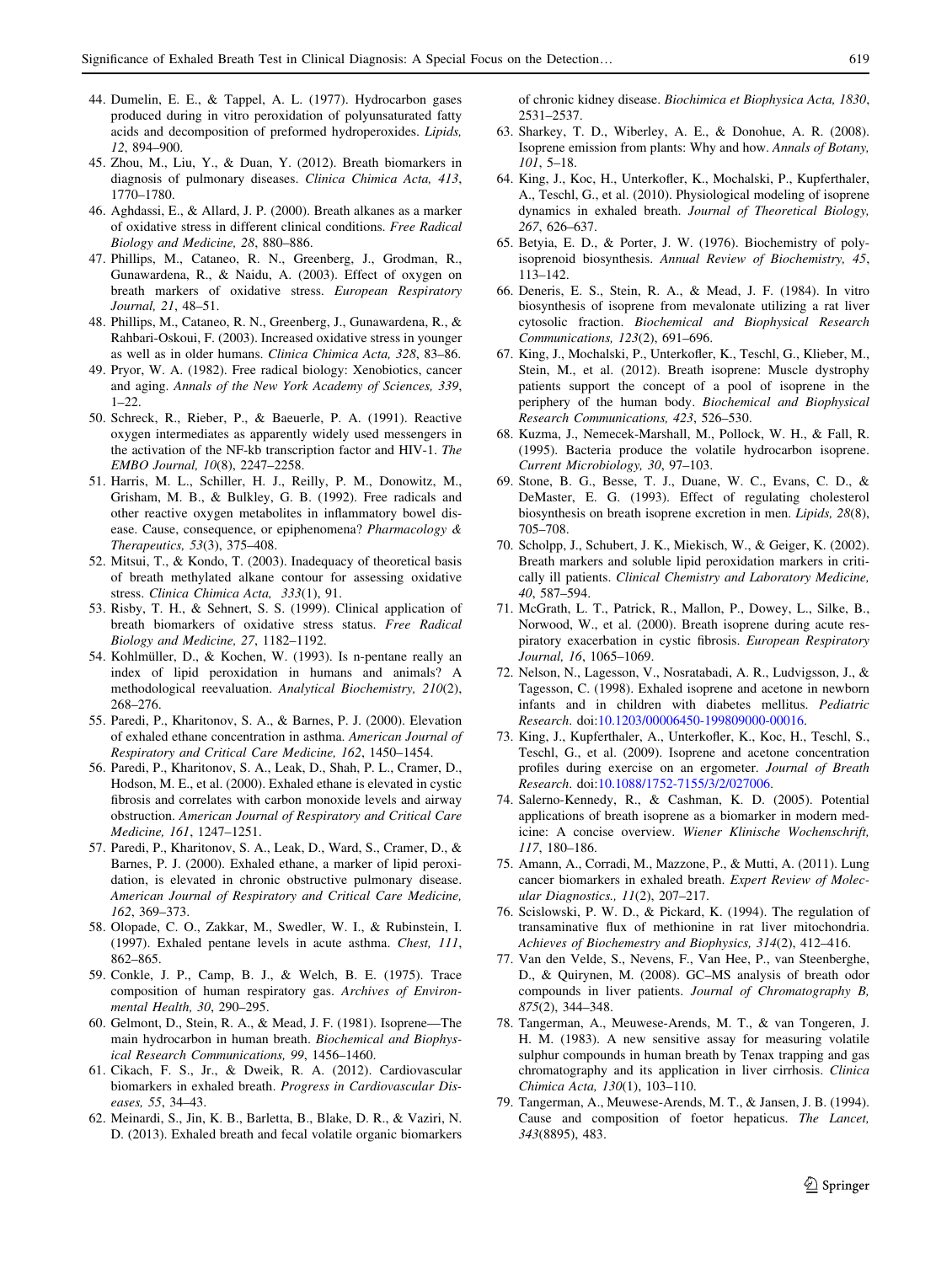44. Dumelin, E. E., & Tappel, A. L. (1977). Hydrocarbon gases produced during in vitro peroxidation of polyunsaturated fatty acids and decomposition of preformed hydroperoxides. *Lipids, 12*, 894–900.
45. Zhou, M., Liu, Y., & Duan, Y. (2012). Breath biomarkers in diagnosis of pulmonary diseases. *Clinica Chimica Acta, 413*, 1770–1780.
46. Aghdassi, E., & Allard, J. P. (2000). Breath alkanes as a marker of oxidative stress in different clinical conditions. *Free Radical Biology and Medicine, 28*, 880–886.
47. Phillips, M., Cataneo, R. N., Greenberg, J., Grodman, R., Gunawardena, R., & Naidu, A. (2003). Effect of oxygen on breath markers of oxidative stress. *European Respiratory Journal, 21*, 48–51.
48. Phillips, M., Cataneo, R. N., Greenberg, J., Gunawardena, R., & Rahbari-Oskoui, F. (2003). Increased oxidative stress in younger as well as in older humans. *Clinica Chimica Acta, 328*, 83–86.
49. Pryor, W. A. (1982). Free radical biology: Xenobiotics, cancer and aging. *Annals of the New York Academy of Sciences, 339*, 1–22.
50. Schreck, R., Rieber, P., & Baeuerle, P. A. (1991). Reactive oxygen intermediates as apparently widely used messengers in the activation of the NF-kb transcription factor and HIV-1. *The EMBO Journal, 10*(8), 2247–2258.
51. Harris, M. L., Schiller, H. J., Reilly, P. M., Donowitz, M., Grisham, M. B., & Bulkley, G. B. (1992). Free radicals and other reactive oxygen metabolites in inflammatory bowel disease. Cause, consequence, or epiphenomena? *Pharmacology & Therapeutics, 53*(3), 375–408.
52. Mitsui, T., & Kondo, T. (2003). Inadequacy of theoretical basis of breath methylated alkane contour for assessing oxidative stress. *Clinica Chimica Acta, 333*(1), 91.
53. Risby, T. H., & Sehnert, S. S. (1999). Clinical application of breath biomarkers of oxidative stress status. *Free Radical Biology and Medicine, 27*, 1182–1192.
54. Kohlmüller, D., & Kochen, W. (1993). Is n-pentane really an index of lipid peroxidation in humans and animals? A methodological reevaluation. *Analytical Biochemistry, 210*(2), 268–276.
55. Paredi, P., Kharitonov, S. A., & Barnes, P. J. (2000). Elevation of exhaled ethane concentration in asthma. *American Journal of Respiratory and Critical Care Medicine, 162*, 1450–1454.
56. Paredi, P., Kharitonov, S. A., Leak, D., Shah, P. L., Cramer, D., Hodson, M. E., et al. (2000). Exhaled ethane is elevated in cystic fibrosis and correlates with carbon monoxide levels and airway obstruction. *American Journal of Respiratory and Critical Care Medicine, 161*, 1247–1251.
57. Paredi, P., Kharitonov, S. A., Leak, D., Ward, S., Cramer, D., & Barnes, P. J. (2000). Exhaled ethane, a marker of lipid peroxidation, is elevated in chronic obstructive pulmonary disease. *American Journal of Respiratory and Critical Care Medicine, 162*, 369–373.
58. Olopade, C. O., Zakkar, M., Swedler, W. I., & Rubinstein, I. (1997). Exhaled pentane levels in acute asthma. *Chest, 111*, 862–865.
59. Conkle, J. P., Camp, B. J., & Welch, B. E. (1975). Trace composition of human respiratory gas. *Archives of Environmental Health, 30*, 290–295.
60. Gelmont, D., Stein, R. A., & Mead, J. F. (1981). Isoprene—The main hydrocarbon in human breath. *Biochemical and Biophysical Research Communications, 99*, 1456–1460.
61. Cikach, F. S., Jr., & Dweik, R. A. (2012). Cardiovascular biomarkers in exhaled breath. *Progress in Cardiovascular Diseases, 55*, 34–43.
62. Meinardi, S., Jin, K. B., Barletta, B., Blake, D. R., & Vaziri, N. D. (2013). Exhaled breath and fecal volatile organic biomarkers of chronic kidney disease. *Biochimica et Biophysica Acta, 1830*, 2531–2537.
63. Sharkey, T. D., Wiberley, A. E., & Donohue, A. R. (2008). Isoprene emission from plants: Why and how. *Annals of Botany, 101*, 5–18.
64. King, J., Koc, H., Unterkofler, K., Mochalski, P., Kupferthaler, A., Teschl, G., et al. (2010). Physiological modeling of isoprene dynamics in exhaled breath. *Journal of Theoretical Biology, 267*, 626–637.
65. Betyia, L. D., & Porter, J. W. (1976). Biochemistry of polyisoprenoid biosynthesis. *Annual Review of Biochemistry, 45*, 113–142.
66. Deneris, E. S., Stein, R. A., & Mead, J. F. (1984). In vitro biosynthesis of isoprene from mevalonate utilizing a rat liver cytosolic fraction. *Biochemical and Biophysical Research Communications, 123*(2), 691–696.
67. King, J., Mochalski, P., Unterkofler, K., Teschl, G., Klieber, M., Stein, M., et al. (2012). Breath isoprene: Muscle dystrophy patients support the concept of a pool of isoprene in the periphery of the human body. *Biochemical and Biophysical Research Communications, 423*, 526–530.
68. Kuzma, J., Nemecek-Marshall, M., Pollock, W. H., & Fall, R. (1995). Bacteria produce the volatile hydrocarbon isoprene. *Current Microbiology, 30*, 97–103.
69. Stone, B. G., Besse, T. J., Duane, W. C., Evans, C. D., & DeMaster, E. G. (1993). Effect of regulating cholesterol biosynthesis on breath isoprene excretion in men. *Lipids, 28*(8), 705–708.
70. Scholpp, J., Schubert, J. K., Miekisch, W., & Geiger, K. (2002). Breath markers and soluble lipid peroxidation markers in critically ill patients. *Clinical Chemistry and Laboratory Medicine, 40*, 587–594.
71. McGrath, L. T., Patrick, R., Mallon, P., Dowey, L., Silke, B., Norwood, W., et al. (2000). Breath isoprene during acute respiratory exacerbation in cystic fibrosis. *European Respiratory Journal, 16*, 1065–1069.
72. Nelson, N., Lagesson, V., Nosratabadi, A. R., Ludvigsson, J., & Tagesson, C. (1998). Exhaled isoprene and acetone in newborn infants and in children with diabetes mellitus. *Pediatric Research*. doi:10.1203/00006450-199809000-00016.
73. King, J., Kupferthaler, A., Unterkofler, K., Koc, H., Teschl, S., Teschl, G., et al. (2009). Isoprene and acetone concentration profiles during exercise on an ergometer. *Journal of Breath Research*. doi:10.1088/1752-7155/3/2/027006.
74. Salerno-Kennedy, R., & Cashman, K. D. (2005). Potential applications of breath isoprene as a biomarker in modern medicine: A concise overview. *Wiener Klinische Wochenschrift, 117*, 180–186.
75. Amann, A., Corradi, M., Mazzone, P., & Mutti, A. (2011). Lung cancer biomarkers in exhaled breath. *Expert Review of Molecular Diagnostics., 11*(2), 207–217.
76. Scislowski, P. W. D., & Pickard, K. (1994). The regulation of transaminative flux of methionine in rat liver mitochondria. *Achieves of Biochemestry and Biophysics, 314*(2), 412–416.
77. Van den Velde, S., Nevens, F., Van Hee, P., van Steenberghe, D., & Quirynen, M. (2008). GC–MS analysis of breath odor compounds in liver patients. *Journal of Chromatography B, 875*(2), 344–348.
78. Tangerman, A., Meuwese-Arends, M. T., & van Tongeren, J. H. M. (1983). A new sensitive assay for measuring volatile sulphur compounds in human breath by Tenax trapping and gas chromatography and its application in liver cirrhosis. *Clinica Chimica Acta, 130*(1), 103–110.
79. Tangerman, A., Meuwese-Arends, M. T., & Jansen, J. B. (1994). Cause and composition of foetor hepaticus. *The Lancet, 343*(8895), 483.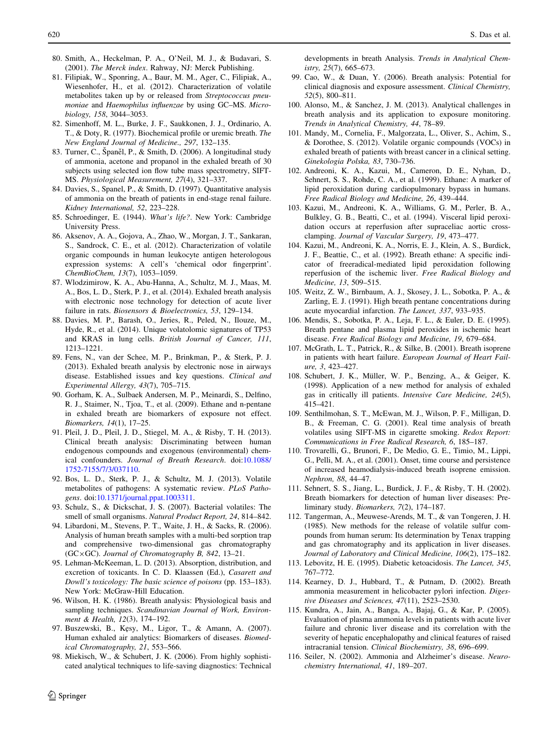80. Smith, A., Heckelman, P. A., O'Neil, M. J., & Budavari, S. (2001). *The Merck index*. Rahway, NJ: Merck Publishing.
81. Filipiak, W., Sponring, A., Baur, M. M., Ager, C., Filipiak, A., Wiesenhofer, H., et al. (2012). Characterization of volatile metabolites taken up by or released from *Streptococcus pneumoniae* and *Haemophilus influenzae* by using GC–MS. *Microbiology, 158*, 3044–3053.
82. Simenhoff, M. L., Burke, J. F., Saukkonen, J. J., Ordinario, A. T., & Doty, R. (1977). Biochemical profile or uremic breath. *The New England Journal of Medicine., 297*, 132–135.
83. Turner, C., Španěl, P., & Smith, D. (2006). A longitudinal study of ammonia, acetone and propanol in the exhaled breath of 30 subjects using selected ion flow tube mass spectrometry, SIFT-MS. *Physiological Measurement, 27*(4), 321–337.
84. Davies, S., Spanel, P., & Smith, D. (1997). Quantitative analysis of ammonia on the breath of patients in end-stage renal failure. *Kidney International, 52*, 223–228.
85. Schroedinger, E. (1944). *What's life?*. New York: Cambridge University Press.
86. Aksenov, A. A., Gojova, A., Zhao, W., Morgan, J. T., Sankaran, S., Sandrock, C. E., et al. (2012). Characterization of volatile organic compounds in human leukocyte antigen heterologous expression systems: A cell's 'chemical odor fingerprint'. *ChemBioChem, 13*(7), 1053–1059.
87. Wlodzimirow, K. A., Abu-Hanna, A., Schultz, M. J., Maas, M. A., Bos, L. D., Sterk, P. J., et al. (2014). Exhaled breath analysis with electronic nose technology for detection of acute liver failure in rats. *Biosensors & Bioelectronics, 53*, 129–134.
88. Davies, M. P., Barash, O., Jeries, R., Peled, N., Ilouze, M., Hyde, R., et al. (2014). Unique volatolomic signatures of TP53 and KRAS in lung cells. *British Journal of Cancer, 111*, 1213–1221.
89. Fens, N., van der Schee, M. P., Brinkman, P., & Sterk, P. J. (2013). Exhaled breath analysis by electronic nose in airways disease. Established issues and key questions. *Clinical and Experimental Allergy, 43*(7), 705–715.
90. Gorham, K. A., Sulbaek Andersen, M. P., Meinardi, S., Delfino, R. J., Staimer, N., Tjoa, T., et al. (2009). Ethane and n-pentane in exhaled breath are biomarkers of exposure not effect. *Biomarkers, 14*(1), 17–25.
91. Pleil, J. D., Pleil, J. D., Stiegel, M. A., & Risby, T. H. (2013). Clinical breath analysis: Discriminating between human endogenous compounds and exogenous (environmental) chemical confounders. *Journal of Breath Research*. doi:10.1088/1752-7155/7/3/037110.
92. Bos, L. D., Sterk, P. J., & Schultz, M. J. (2013). Volatile metabolites of pathogens: A systematic review. *PLoS Pathogens*. doi:10.1371/journal.ppat.1003311.
93. Schulz, S., & Dickschat, J. S. (2007). Bacterial volatiles: The smell of small organisms. *Natural Product Report, 24*, 814–842.
94. Libardoni, M., Stevens, P. T., Waite, J. H., & Sacks, R. (2006). Analysis of human breath samples with a multi-bed sorption trap and comprehensive two-dimensional gas chromatography (GC×GC). *Journal of Chromatography B, 842*, 13–21.
95. Lehman-McKeeman, L. D. (2013). Absorption, distribution, and excretion of toxicants. In C. D. Klaassen (Ed.), *Casarett and Dowll's toxicology: The basic science of poisons* (pp. 153–183). New York: McGraw-Hill Education.
96. Wilson, H. K. (1986). Breath analysis: Physiological basis and sampling techniques. *Scandinavian Journal of Work, Environment & Health, 12*(3), 174–192.
97. Buszewski, B., Kęsy, M., Ligor, T., & Amann, A. (2007). Human exhaled air analytics: Biomarkers of diseases. *Biomedical Chromatography, 21*, 553–566.
98. Miekisch, W., & Schubert, J. K. (2006). From highly sophisticated analytical techniques to life-saving diagnostics: Technical developments in breath Analysis. *Trends in Analytical Chemistry, 25*(7), 665–673.
99. Cao, W., & Duan, Y. (2006). Breath analysis: Potential for clinical diagnosis and exposure assessment. *Clinical Chemistry, 52*(5), 800–811.
100. Alonso, M., & Sanchez, J. M. (2013). Analytical challenges in breath analysis and its application to exposure monitoring. *Trends in Analytical Chemistry, 44*, 78–89.
101. Mandy, M., Cornelia, F., Malgorzata, L., Oliver, S., Achim, S., & Dorothee, S. (2012). Volatile organic compounds (VOCs) in exhaled breath of patients with breast cancer in a clinical setting. *Ginekologia Polska, 83*, 730–736.
102. Andreoni, K. A., Kazui, M., Cameron, D. E., Nyhan, D., Sehnert, S. S., Rohde, C. A., et al. (1999). Ethane: A marker of lipid peroxidation during cardiopulmonary bypass in humans. *Free Radical Biology and Medicine, 26*, 439–444.
103. Kazui, M., Andreoni, K. A., Williams, G. M., Perler, B. A., Bulkley, G. B., Beatti, C., et al. (1994). Visceral lipid peroxidation occurs at reperfusion after supraceliac aortic cross-clamping. *Journal of Vascular Surgery, 19*, 473–477.
104. Kazui, M., Andreoni, K. A., Norris, E. J., Klein, A. S., Burdick, J. F., Beattie, C., et al. (1992). Breath ethane: A specific indicator of freeradical-mediated lipid peroxidation following reperfusion of the ischemic liver. *Free Radical Biology and Medicine, 13*, 509–515.
105. Weitz, Z. W., Birnbaum, A. J., Skosey, J. L., Sobotka, P. A., & Zarling, E. J. (1991). High breath pentane concentrations during acute myocardial infarction. *The Lancet, 337*, 933–935.
106. Mendis, S., Sobotka, P. A., Leja, F. L., & Euler, D. E. (1995). Breath pentane and plasma lipid peroxides in ischemic heart disease. *Free Radical Biology and Medicine, 19*, 679–684.
107. McGrath, L. T., Patrick, R., & Silke, B. (2001). Breath isoprene in patients with heart failure. *European Journal of Heart Failure, 3*, 423–427.
108. Schubert, J. K., Müller, W. P., Benzing, A., & Geiger, K. (1998). Application of a new method for analysis of exhaled gas in critically ill patients. *Intensive Care Medicine, 24*(5), 415–421.
109. Senthilmohan, S. T., McEwan, M. J., Wilson, P. F., Milligan, D. B., & Freeman, C. G. (2001). Real time analysis of breath volatiles using SIFT-MS in cigarette smoking. *Redox Report: Communications in Free Radical Research, 6*, 185–187.
110. Trovarelli, G., Brunori, F., De Medio, G. E., Timio, M., Lippi, G., Pelli, M. A., et al. (2001). Onset, time course and persistence of increased heamodialysis-induced breath isoprene emission. *Nephron, 88*, 44–47.
111. Sehnert, S. S., Jiang, L., Burdick, J. F., & Risby, T. H. (2002). Breath biomarkers for detection of human liver diseases: Preliminary study. *Biomarkers, 7*(2), 174–187.
112. Tangerman, A., Meuwese-Arends, M. T., & van Tongeren, J. H. (1985). New methods for the release of volatile sulfur compounds from human serum: Its determination by Tenax trapping and gas chromatography and its application in liver diseases. *Journal of Laboratory and Clinical Medicine, 106*(2), 175–182.
113. Lebovitz, H. E. (1995). Diabetic ketoacidosis. *The Lancet, 345*, 767–772.
114. Kearney, D. J., Hubbard, T., & Putnam, D. (2002). Breath ammonia measurement in helicobacter pylori infection. *Digestive Diseases and Sciences, 47*(11), 2523–2530.
115. Kundra, A., Jain, A., Banga, A., Bajaj, G., & Kar, P. (2005). Evaluation of plasma ammonia levels in patients with acute liver failure and chronic liver disease and its correlation with the severity of hepatic encephalopathy and clinical features of raised intracranial tension. *Clinical Biochemistry, 38*, 696–699.
116. Seiler, N. (2002). Ammonia and Alzheimer's disease. *Neurochemistry International, 41*, 189–207.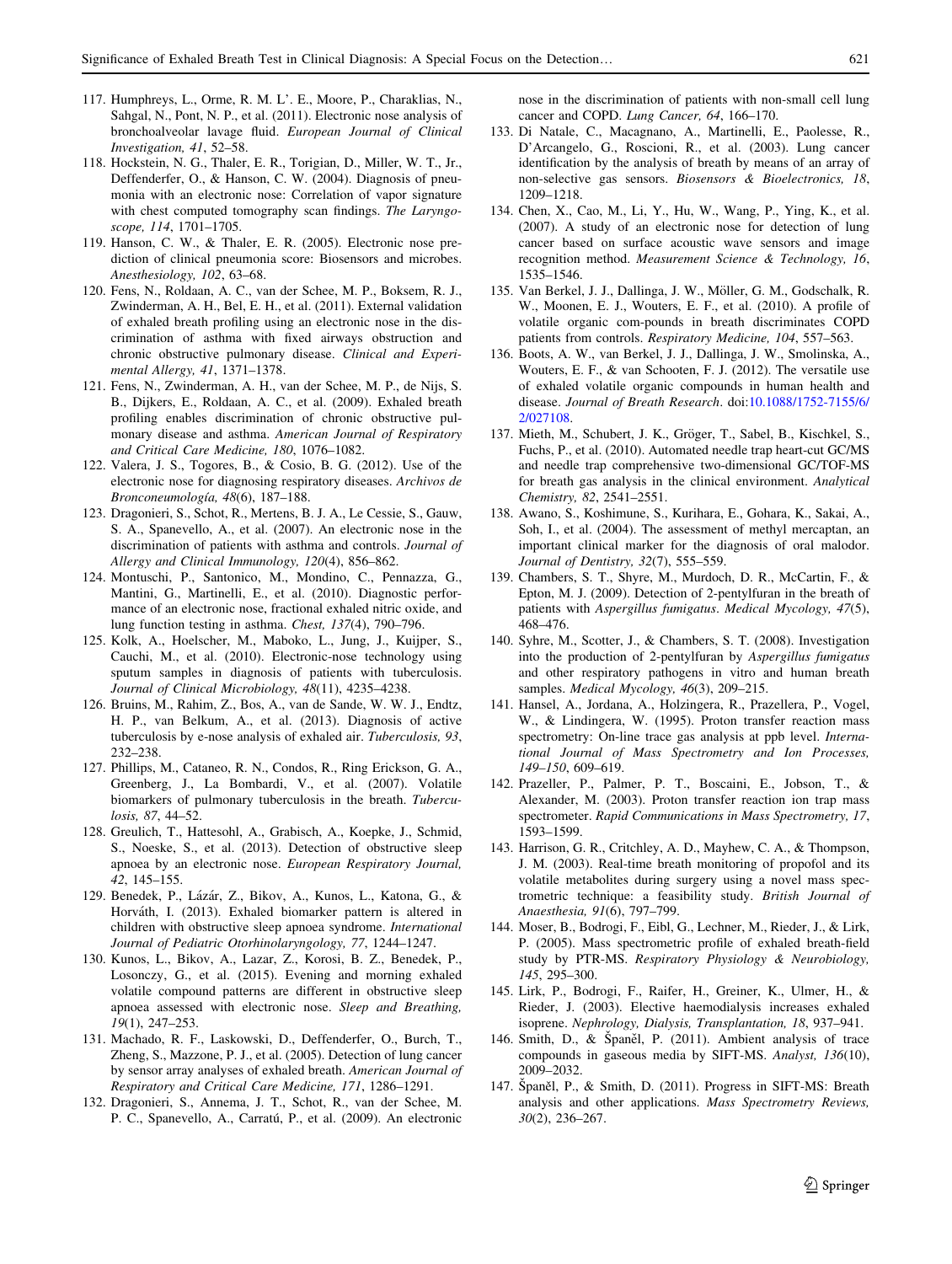117. Humphreys, L., Orme, R. M. L'. E., Moore, P., Charaklias, N., Sahgal, N., Pont, N. P., et al. (2011). Electronic nose analysis of bronchoalveolar lavage fluid. *European Journal of Clinical Investigation, 41*, 52–58.
118. Hockstein, N. G., Thaler, E. R., Torigian, D., Miller, W. T., Jr., Deffenderfer, O., & Hanson, C. W. (2004). Diagnosis of pneumonia with an electronic nose: Correlation of vapor signature with chest computed tomography scan findings. *The Laryngoscope, 114*, 1701–1705.
119. Hanson, C. W., & Thaler, E. R. (2005). Electronic nose prediction of clinical pneumonia score: Biosensors and microbes. *Anesthesiology, 102*, 63–68.
120. Fens, N., Roldaan, A. C., van der Schee, M. P., Boksem, R. J., Zwinderman, A. H., Bel, E. H., et al. (2011). External validation of exhaled breath profiling using an electronic nose in the discrimination of asthma with fixed airways obstruction and chronic obstructive pulmonary disease. *Clinical and Experimental Allergy, 41*, 1371–1378.
121. Fens, N., Zwinderman, A. H., van der Schee, M. P., de Nijs, S. B., Dijkers, E., Roldaan, A. C., et al. (2009). Exhaled breath profiling enables discrimination of chronic obstructive pulmonary disease and asthma. *American Journal of Respiratory and Critical Care Medicine, 180*, 1076–1082.
122. Valera, J. S., Togores, B., & Cosio, B. G. (2012). Use of the electronic nose for diagnosing respiratory diseases. *Archivos de Bronconeumología, 48*(6), 187–188.
123. Dragonieri, S., Schot, R., Mertens, B. J. A., Le Cessie, S., Gauw, S. A., Spanevello, A., et al. (2007). An electronic nose in the discrimination of patients with asthma and controls. *Journal of Allergy and Clinical Immunology, 120*(4), 856–862.
124. Montuschi, P., Santonico, M., Mondino, C., Pennazza, G., Mantini, G., Martinelli, E., et al. (2010). Diagnostic performance of an electronic nose, fractional exhaled nitric oxide, and lung function testing in asthma. *Chest, 137*(4), 790–796.
125. Kolk, A., Hoelscher, M., Maboko, L., Jung, J., Kuijper, S., Cauchi, M., et al. (2010). Electronic-nose technology using sputum samples in diagnosis of patients with tuberculosis. *Journal of Clinical Microbiology, 48*(11), 4235–4238.
126. Bruins, M., Rahim, Z., Bos, A., van de Sande, W. W. J., Endtz, H. P., van Belkum, A., et al. (2013). Diagnosis of active tuberculosis by e-nose analysis of exhaled air. *Tuberculosis, 93*, 232–238.
127. Phillips, M., Cataneo, R. N., Condos, R., Ring Erickson, G. A., Greenberg, J., La Bombardi, V., et al. (2007). Volatile biomarkers of pulmonary tuberculosis in the breath. *Tuberculosis, 87*, 44–52.
128. Greulich, T., Hattesohl, A., Grabisch, A., Koepke, J., Schmid, S., Noeske, S., et al. (2013). Detection of obstructive sleep apnoea by an electronic nose. *European Respiratory Journal, 42*, 145–155.
129. Benedek, P., Lázár, Z., Bikov, A., Kunos, L., Katona, G., & Horváth, I. (2013). Exhaled biomarker pattern is altered in children with obstructive sleep apnoea syndrome. *International Journal of Pediatric Otorhinolaryngology, 77*, 1244–1247.
130. Kunos, L., Bikov, A., Lazar, Z., Korosi, B. Z., Benedek, P., Losonczy, G., et al. (2015). Evening and morning exhaled volatile compound patterns are different in obstructive sleep apnoea assessed with electronic nose. *Sleep and Breathing, 19*(1), 247–253.
131. Machado, R. F., Laskowski, D., Deffenderfer, O., Burch, T., Zheng, S., Mazzone, P. J., et al. (2005). Detection of lung cancer by sensor array analyses of exhaled breath. *American Journal of Respiratory and Critical Care Medicine, 171*, 1286–1291.
132. Dragonieri, S., Annema, J. T., Schot, R., van der Schee, M. P. C., Spanevello, A., Carratú, P., et al. (2009). An electronic nose in the discrimination of patients with non-small cell lung cancer and COPD. *Lung Cancer, 64*, 166–170.
133. Di Natale, C., Macagnano, A., Martinelli, E., Paolesse, R., D'Arcangelo, G., Roscioni, R., et al. (2003). Lung cancer identification by the analysis of breath by means of an array of non-selective gas sensors. *Biosensors & Bioelectronics, 18*, 1209–1218.
134. Chen, X., Cao, M., Li, Y., Hu, W., Wang, P., Ying, K., et al. (2007). A study of an electronic nose for detection of lung cancer based on surface acoustic wave sensors and image recognition method. *Measurement Science & Technology, 16*, 1535–1546.
135. Van Berkel, J. J., Dallinga, J. W., Möller, G. M., Godschalk, R. W., Moonen, E. J., Wouters, E. F., et al. (2010). A profile of volatile organic com-pounds in breath discriminates COPD patients from controls. *Respiratory Medicine, 104*, 557–563.
136. Boots, A. W., van Berkel, J. J., Dallinga, J. W., Smolinska, A., Wouters, E. F., & van Schooten, F. J. (2012). The versatile use of exhaled volatile organic compounds in human health and disease. *Journal of Breath Research*. doi:10.1088/1752-7155/6/2/027108.
137. Mieth, M., Schubert, J. K., Gröger, T., Sabel, B., Kischkel, S., Fuchs, P., et al. (2010). Automated needle trap heart-cut GC/MS and needle trap comprehensive two-dimensional GC/TOF-MS for breath gas analysis in the clinical environment. *Analytical Chemistry, 82*, 2541–2551.
138. Awano, S., Koshimune, S., Kurihara, E., Gohara, K., Sakai, A., Soh, I., et al. (2004). The assessment of methyl mercaptan, an important clinical marker for the diagnosis of oral malodor. *Journal of Dentistry, 32*(7), 555–559.
139. Chambers, S. T., Shyre, M., Murdoch, D. R., McCartin, F., & Epton, M. J. (2009). Detection of 2-pentylfuran in the breath of patients with *Aspergillus fumigatus*. *Medical Mycology, 47*(5), 468–476.
140. Syhre, M., Scotter, J., & Chambers, S. T. (2008). Investigation into the production of 2-pentylfuran by *Aspergillus fumigatus* and other respiratory pathogens in vitro and human breath samples. *Medical Mycology, 46*(3), 209–215.
141. Hansel, A., Jordana, A., Holzingera, R., Prazellera, P., Vogel, W., & Lindingera, W. (1995). Proton transfer reaction mass spectrometry: On-line trace gas analysis at ppb level. *International Journal of Mass Spectrometry and Ion Processes, 149–150*, 609–619.
142. Prazeller, P., Palmer, P. T., Boscaini, E., Jobson, T., & Alexander, M. (2003). Proton transfer reaction ion trap mass spectrometer. *Rapid Communications in Mass Spectrometry, 17*, 1593–1599.
143. Harrison, G. R., Critchley, A. D., Mayhew, C. A., & Thompson, J. M. (2003). Real-time breath monitoring of propofol and its volatile metabolites during surgery using a novel mass spectrometric technique: a feasibility study. *British Journal of Anaesthesia, 91*(6), 797–799.
144. Moser, B., Bodrogi, F., Eibl, G., Lechner, M., Rieder, J., & Lirk, P. (2005). Mass spectrometric profile of exhaled breath-field study by PTR-MS. *Respiratory Physiology & Neurobiology, 145*, 295–300.
145. Lirk, P., Bodrogi, F., Raifer, H., Greiner, K., Ulmer, H., & Rieder, J. (2003). Elective haemodialysis increases exhaled isoprene. *Nephrology, Dialysis, Transplantation, 18*, 937–941.
146. Smith, D., & Španěl, P. (2011). Ambient analysis of trace compounds in gaseous media by SIFT-MS. *Analyst, 136*(10), 2009–2032.
147. Španěl, P., & Smith, D. (2011). Progress in SIFT-MS: Breath analysis and other applications. *Mass Spectrometry Reviews, 30*(2), 236–267.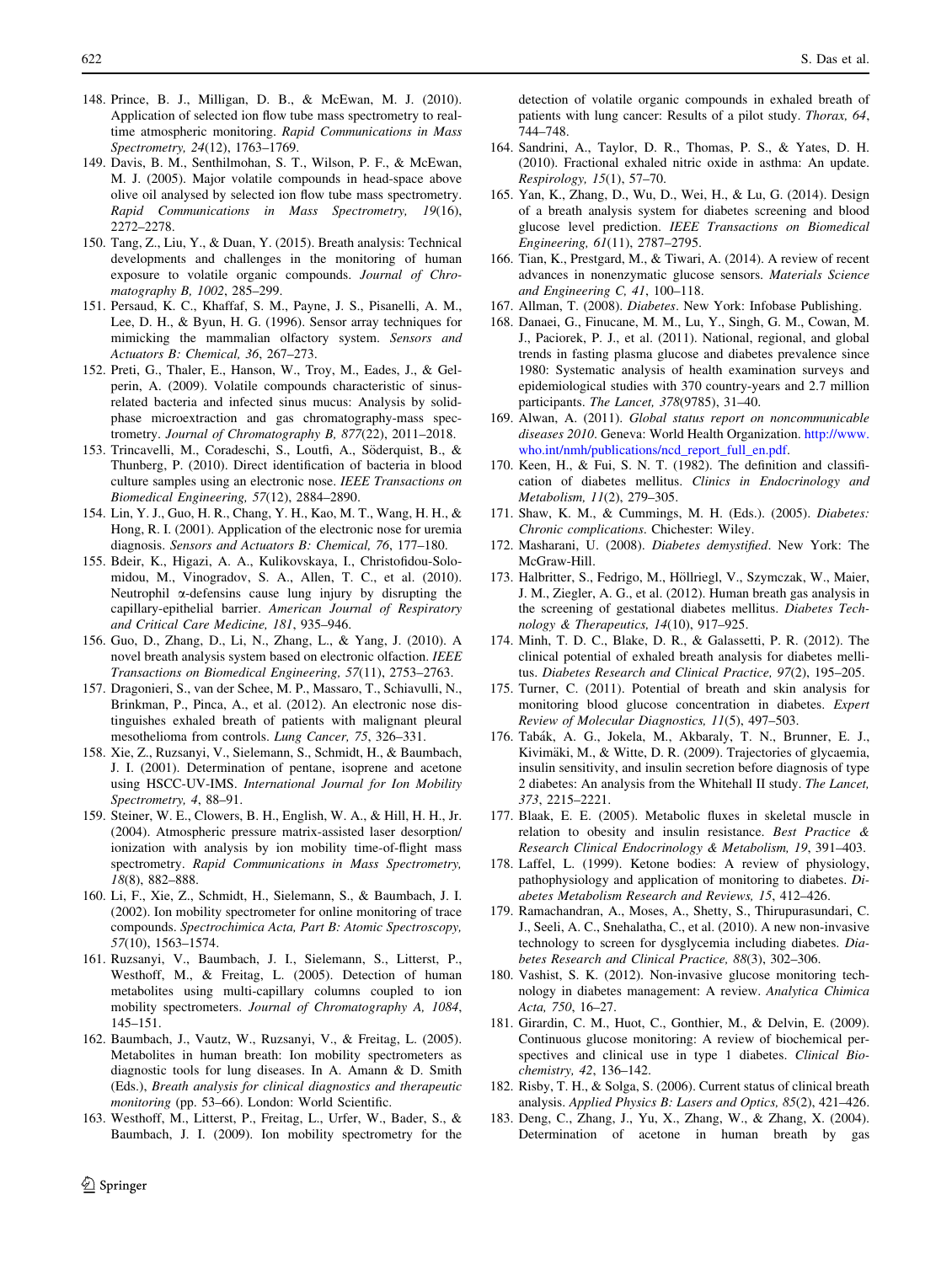148. Prince, B. J., Milligan, D. B., & McEwan, M. J. (2010). Application of selected ion flow tube mass spectrometry to real-time atmospheric monitoring. *Rapid Communications in Mass Spectrometry, 24*(12), 1763–1769.
149. Davis, B. M., Senthilmohan, S. T., Wilson, P. F., & McEwan, M. J. (2005). Major volatile compounds in head-space above olive oil analysed by selected ion flow tube mass spectrometry. *Rapid Communications in Mass Spectrometry, 19*(16), 2272–2278.
150. Tang, Z., Liu, Y., & Duan, Y. (2015). Breath analysis: Technical developments and challenges in the monitoring of human exposure to volatile organic compounds. *Journal of Chromatography B, 1002*, 285–299.
151. Persaud, K. C., Khaffaf, S. M., Payne, J. S., Pisanelli, A. M., Lee, D. H., & Byun, H. G. (1996). Sensor array techniques for mimicking the mammalian olfactory system. *Sensors and Actuators B: Chemical, 36*, 267–273.
152. Preti, G., Thaler, E., Hanson, W., Troy, M., Eades, J., & Gelperin, A. (2009). Volatile compounds characteristic of sinus-related bacteria and infected sinus mucus: Analysis by solid-phase microextraction and gas chromatography-mass spectrometry. *Journal of Chromatography B, 877*(22), 2011–2018.
153. Trincavelli, M., Coradeschi, S., Loutfi, A., Söderquist, B., & Thunberg, P. (2010). Direct identification of bacteria in blood culture samples using an electronic nose. *IEEE Transactions on Biomedical Engineering, 57*(12), 2884–2890.
154. Lin, Y. J., Guo, H. R., Chang, Y. H., Kao, M. T., Wang, H. H., & Hong, R. I. (2001). Application of the electronic nose for uremia diagnosis. *Sensors and Actuators B: Chemical, 76*, 177–180.
155. Bdeir, K., Higazi, A. A., Kulikovskaya, I., Christofidou-Solomidou, M., Vinogradov, S. A., Allen, T. C., et al. (2010). Neutrophil α-defensins cause lung injury by disrupting the capillary-epithelial barrier. *American Journal of Respiratory and Critical Care Medicine, 181*, 935–946.
156. Guo, D., Zhang, D., Li, N., Zhang, L., & Yang, J. (2010). A novel breath analysis system based on electronic olfaction. *IEEE Transactions on Biomedical Engineering, 57*(11), 2753–2763.
157. Dragonieri, S., van der Schee, M. P., Massaro, T., Schiavulli, N., Brinkman, P., Pinca, A., et al. (2012). An electronic nose distinguishes exhaled breath of patients with malignant pleural mesothelioma from controls. *Lung Cancer, 75*, 326–331.
158. Xie, Z., Ruzsanyi, V., Sielemann, S., Schmidt, H., & Baumbach, J. I. (2001). Determination of pentane, isoprene and acetone using HSCC-UV-IMS. *International Journal for Ion Mobility Spectrometry, 4*, 88–91.
159. Steiner, W. E., Clowers, B. H., English, W. A., & Hill, H. H., Jr. (2004). Atmospheric pressure matrix-assisted laser desorption/ionization with analysis by ion mobility time-of-flight mass spectrometry. *Rapid Communications in Mass Spectrometry, 18*(8), 882–888.
160. Li, F., Xie, Z., Schmidt, H., Sielemann, S., & Baumbach, J. I. (2002). Ion mobility spectrometer for online monitoring of trace compounds. *Spectrochimica Acta, Part B: Atomic Spectroscopy, 57*(10), 1563–1574.
161. Ruzsanyi, V., Baumbach, J. I., Sielemann, S., Litterst, P., Westhoff, M., & Freitag, L. (2005). Detection of human metabolites using multi-capillary columns coupled to ion mobility spectrometers. *Journal of Chromatography A, 1084*, 145–151.
162. Baumbach, J., Vautz, W., Ruzsanyi, V., & Freitag, L. (2005). Metabolites in human breath: Ion mobility spectrometers as diagnostic tools for lung diseases. In A. Amann & D. Smith (Eds.), *Breath analysis for clinical diagnostics and therapeutic monitoring* (pp. 53–66). London: World Scientific.
163. Westhoff, M., Litterst, P., Freitag, L., Urfer, W., Bader, S., & Baumbach, J. I. (2009). Ion mobility spectrometry for the detection of volatile organic compounds in exhaled breath of patients with lung cancer: Results of a pilot study. *Thorax, 64*, 744–748.
164. Sandrini, A., Taylor, D. R., Thomas, P. S., & Yates, D. H. (2010). Fractional exhaled nitric oxide in asthma: An update. *Respirology, 15*(1), 57–70.
165. Yan, K., Zhang, D., Wu, D., Wei, H., & Lu, G. (2014). Design of a breath analysis system for diabetes screening and blood glucose level prediction. *IEEE Transactions on Biomedical Engineering, 61*(11), 2787–2795.
166. Tian, K., Prestgard, M., & Tiwari, A. (2014). A review of recent advances in nonenzymatic glucose sensors. *Materials Science and Engineering C, 41*, 100–118.
167. Allman, T. (2008). *Diabetes*. New York: Infobase Publishing.
168. Danaei, G., Finucane, M. M., Lu, Y., Singh, G. M., Cowan, M. J., Paciorek, P. J., et al. (2011). National, regional, and global trends in fasting plasma glucose and diabetes prevalence since 1980: Systematic analysis of health examination surveys and epidemiological studies with 370 country-years and 2.7 million participants. *The Lancet, 378*(9785), 31–40.
169. Alwan, A. (2011). *Global status report on noncommunicable diseases 2010*. Geneva: World Health Organization. http://www.who.int/nmh/publications/ncd_report_full_en.pdf.
170. Keen, H., & Fui, S. N. T. (1982). The definition and classification of diabetes mellitus. *Clinics in Endocrinology and Metabolism, 11*(2), 279–305.
171. Shaw, K. M., & Cummings, M. H. (Eds.). (2005). *Diabetes: Chronic complications*. Chichester: Wiley.
172. Masharani, U. (2008). *Diabetes demystified*. New York: The McGraw-Hill.
173. Halbritter, S., Fedrigo, M., Höllriegl, V., Szymczak, W., Maier, J. M., Ziegler, A. G., et al. (2012). Human breath gas analysis in the screening of gestational diabetes mellitus. *Diabetes Technology & Therapeutics, 14*(10), 917–925.
174. Minh, T. D. C., Blake, D. R., & Galassetti, P. R. (2012). The clinical potential of exhaled breath analysis for diabetes mellitus. *Diabetes Research and Clinical Practice, 97*(2), 195–205.
175. Turner, C. (2011). Potential of breath and skin analysis for monitoring blood glucose concentration in diabetes. *Expert Review of Molecular Diagnostics, 11*(5), 497–503.
176. Tabák, A. G., Jokela, M., Akbaraly, T. N., Brunner, E. J., Kivimäki, M., & Witte, D. R. (2009). Trajectories of glycaemia, insulin sensitivity, and insulin secretion before diagnosis of type 2 diabetes: An analysis from the Whitehall II study. *The Lancet, 373*, 2215–2221.
177. Blaak, E. E. (2005). Metabolic fluxes in skeletal muscle in relation to obesity and insulin resistance. *Best Practice & Research Clinical Endocrinology & Metabolism, 19*, 391–403.
178. Laffel, L. (1999). Ketone bodies: A review of physiology, pathophysiology and application of monitoring to diabetes. *Diabetes Metabolism Research and Reviews, 15*, 412–426.
179. Ramachandran, A., Moses, A., Shetty, S., Thirupurasundari, C. J., Seeli, A. C., Snehalatha, C., et al. (2010). A new non-invasive technology to screen for dysglycemia including diabetes. *Diabetes Research and Clinical Practice, 88*(3), 302–306.
180. Vashist, S. K. (2012). Non-invasive glucose monitoring technology in diabetes management: A review. *Analytica Chimica Acta, 750*, 16–27.
181. Girardin, C. M., Huot, C., Gonthier, M., & Delvin, E. (2009). Continuous glucose monitoring: A review of biochemical perspectives and clinical use in type 1 diabetes. *Clinical Biochemistry, 42*, 136–142.
182. Risby, T. H., & Solga, S. (2006). Current status of clinical breath analysis. *Applied Physics B: Lasers and Optics, 85*(2), 421–426.
183. Deng, C., Zhang, J., Yu, X., Zhang, W., & Zhang, X. (2004). Determination of acetone in human breath by gas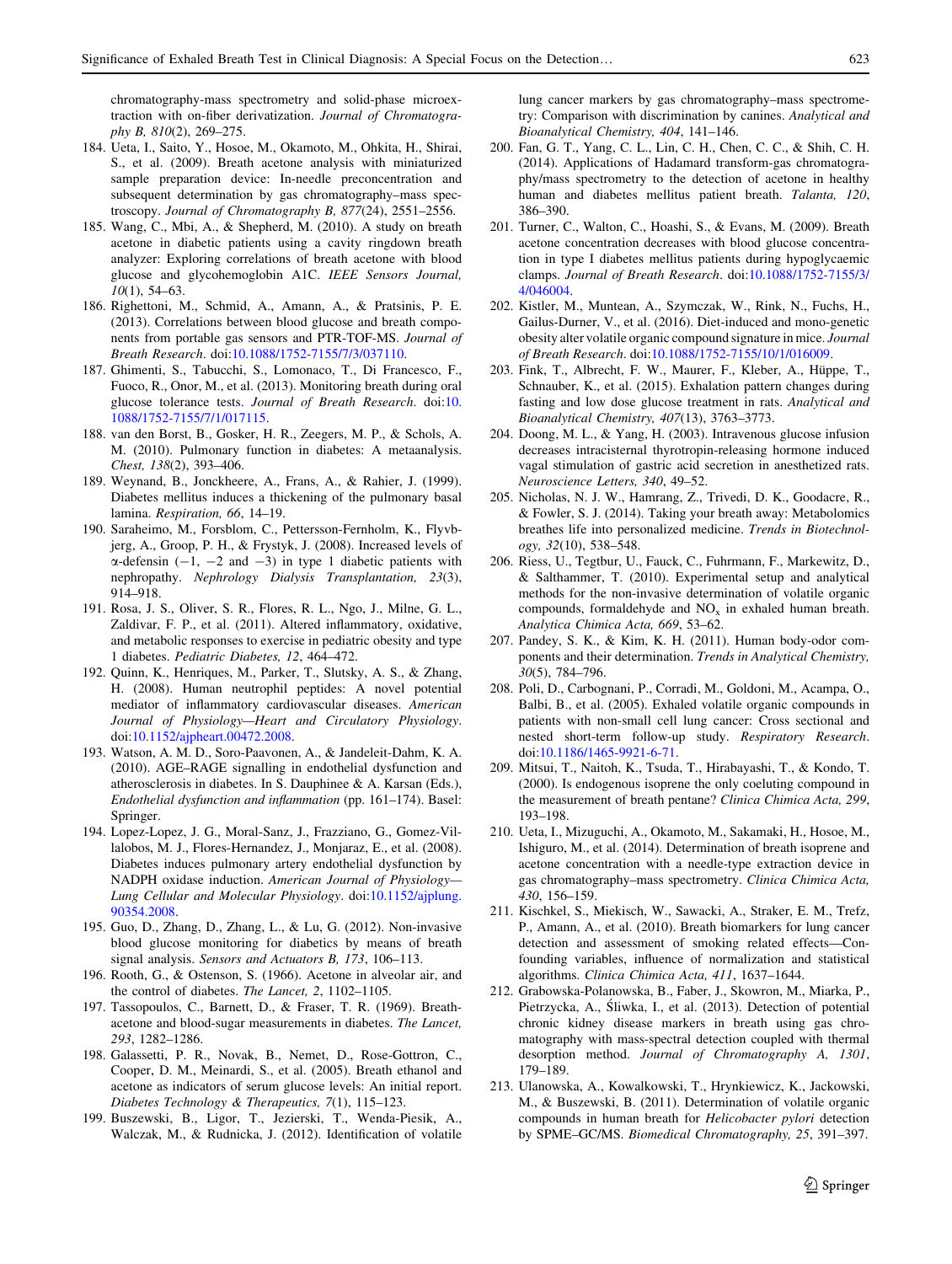chromatography-mass spectrometry and solid-phase microextraction with on-fiber derivatization. *Journal of Chromatography B, 810*(2), 269–275.

184. Ueta, I., Saito, Y., Hosoe, M., Okamoto, M., Ohkita, H., Shirai, S., et al. (2009). Breath acetone analysis with miniaturized sample preparation device: In-needle preconcentration and subsequent determination by gas chromatography–mass spectroscopy. *Journal of Chromatography B, 877*(24), 2551–2556.
185. Wang, C., Mbi, A., & Shepherd, M. (2010). A study on breath acetone in diabetic patients using a cavity ringdown breath analyzer: Exploring correlations of breath acetone with blood glucose and glycohemoglobin A1C. *IEEE Sensors Journal, 10*(1), 54–63.
186. Righettoni, M., Schmid, A., Amann, A., & Pratsinis, P. E. (2013). Correlations between blood glucose and breath components from portable gas sensors and PTR-TOF-MS. *Journal of Breath Research*. doi:10.1088/1752-7155/7/3/037110.
187. Ghimenti, S., Tabucchi, S., Lomonaco, T., Di Francesco, F., Fuoco, R., Onor, M., et al. (2013). Monitoring breath during oral glucose tolerance tests. *Journal of Breath Research*. doi:10.1088/1752-7155/7/1/017115.
188. van den Borst, B., Gosker, H. R., Zeegers, M. P., & Schols, A. M. (2010). Pulmonary function in diabetes: A metaanalysis. *Chest, 138*(2), 393–406.
189. Weynand, B., Jonckheere, A., Frans, A., & Rahier, J. (1999). Diabetes mellitus induces a thickening of the pulmonary basal lamina. *Respiration, 66*, 14–19.
190. Saraheimo, M., Forsblom, C., Pettersson-Fernholm, K., Flyvbjerg, A., Groop, P. H., & Frystyk, J. (2008). Increased levels of α-defensin (−1, −2 and −3) in type 1 diabetic patients with nephropathy. *Nephrology Dialysis Transplantation, 23*(3), 914–918.
191. Rosa, J. S., Oliver, S. R., Flores, R. L., Ngo, J., Milne, G. L., Zaldivar, F. P., et al. (2011). Altered inflammatory, oxidative, and metabolic responses to exercise in pediatric obesity and type 1 diabetes. *Pediatric Diabetes, 12*, 464–472.
192. Quinn, K., Henriques, M., Parker, T., Slutsky, A. S., & Zhang, H. (2008). Human neutrophil peptides: A novel potential mediator of inflammatory cardiovascular diseases. *American Journal of Physiology—Heart and Circulatory Physiology*. doi:10.1152/ajpheart.00472.2008.
193. Watson, A. M. D., Soro-Paavonen, A., & Jandeleit-Dahm, K. A. (2010). AGE–RAGE signalling in endothelial dysfunction and atherosclerosis in diabetes. In S. Dauphinee & A. Karsan (Eds.), *Endothelial dysfunction and inflammation* (pp. 161–174). Basel: Springer.
194. Lopez-Lopez, J. G., Moral-Sanz, J., Frazziano, G., Gomez-Villalobos, M. J., Flores-Hernandez, J., Monjaraz, E., et al. (2008). Diabetes induces pulmonary artery endothelial dysfunction by NADPH oxidase induction. *American Journal of Physiology—Lung Cellular and Molecular Physiology*. doi:10.1152/ajplung.90354.2008.
195. Guo, D., Zhang, D., Zhang, L., & Lu, G. (2012). Non-invasive blood glucose monitoring for diabetics by means of breath signal analysis. *Sensors and Actuators B, 173*, 106–113.
196. Rooth, G., & Ostenson, S. (1966). Acetone in alveolar air, and the control of diabetes. *The Lancet, 2*, 1102–1105.
197. Tassopoulos, C., Barnett, D., & Fraser, T. R. (1969). Breath-acetone and blood-sugar measurements in diabetes. *The Lancet, 293*, 1282–1286.
198. Galassetti, P. R., Novak, B., Nemet, D., Rose-Gottron, C., Cooper, D. M., Meinardi, S., et al. (2005). Breath ethanol and acetone as indicators of serum glucose levels: An initial report. *Diabetes Technology & Therapeutics, 7*(1), 115–123.
199. Buszewski, B., Ligor, T., Jezierski, T., Wenda-Piesik, A., Walczak, M., & Rudnicka, J. (2012). Identification of volatile lung cancer markers by gas chromatography–mass spectrometry: Comparison with discrimination by canines. *Analytical and Bioanalytical Chemistry, 404*, 141–146.
200. Fan, G. T., Yang, C. L., Lin, C. H., Chen, C. C., & Shih, C. H. (2014). Applications of Hadamard transform-gas chromatography/mass spectrometry to the detection of acetone in healthy human and diabetes mellitus patient breath. *Talanta, 120*, 386–390.
201. Turner, C., Walton, C., Hoashi, S., & Evans, M. (2009). Breath acetone concentration decreases with blood glucose concentration in type I diabetes mellitus patients during hypoglycaemic clamps. *Journal of Breath Research*. doi:10.1088/1752-7155/3/4/046004.
202. Kistler, M., Muntean, A., Szymczak, W., Rink, N., Fuchs, H., Gailus-Durner, V., et al. (2016). Diet-induced and mono-genetic obesity alter volatile organic compound signature in mice. *Journal of Breath Research*. doi:10.1088/1752-7155/10/1/016009.
203. Fink, T., Albrecht, F. W., Maurer, F., Kleber, A., Hüppe, T., Schnauber, K., et al. (2015). Exhalation pattern changes during fasting and low dose glucose treatment in rats. *Analytical and Bioanalytical Chemistry, 407*(13), 3763–3773.
204. Doong, M. L., & Yang, H. (2003). Intravenous glucose infusion decreases intracisternal thyrotropin-releasing hormone induced vagal stimulation of gastric acid secretion in anesthetized rats. *Neuroscience Letters, 340*, 49–52.
205. Nicholas, N. J. W., Hamrang, Z., Trivedi, D. K., Goodacre, R., & Fowler, S. J. (2014). Taking your breath away: Metabolomics breathes life into personalized medicine. *Trends in Biotechnology, 32*(10), 538–548.
206. Riess, U., Tegtbur, U., Fauck, C., Fuhrmann, F., Markewitz, D., & Salthammer, T. (2010). Experimental setup and analytical methods for the non-invasive determination of volatile organic compounds, formaldehyde and $NO_x$ in exhaled human breath. *Analytica Chimica Acta, 669*, 53–62.
207. Pandey, S. K., & Kim, K. H. (2011). Human body-odor components and their determination. *Trends in Analytical Chemistry, 30*(5), 784–796.
208. Poli, D., Carbognani, P., Corradi, M., Goldoni, M., Acampa, O., Balbi, B., et al. (2005). Exhaled volatile organic compounds in patients with non-small cell lung cancer: Cross sectional and nested short-term follow-up study. *Respiratory Research*. doi:10.1186/1465-9921-6-71.
209. Mitsui, T., Naitoh, K., Tsuda, T., Hirabayashi, T., & Kondo, T. (2000). Is endogenous isoprene the only coeluting compound in the measurement of breath pentane? *Clinica Chimica Acta, 299*, 193–198.
210. Ueta, I., Mizuguchi, A., Okamoto, M., Sakamaki, H., Hosoe, M., Ishiguro, M., et al. (2014). Determination of breath isoprene and acetone concentration with a needle-type extraction device in gas chromatography–mass spectrometry. *Clinica Chimica Acta, 430*, 156–159.
211. Kischkel, S., Miekisch, W., Sawacki, A., Straker, E. M., Trefz, P., Amann, A., et al. (2010). Breath biomarkers for lung cancer detection and assessment of smoking related effects—Confounding variables, influence of normalization and statistical algorithms. *Clinica Chimica Acta, 411*, 1637–1644.
212. Grabowska-Polanowska, B., Faber, J., Skowron, M., Miarka, P., Pietrzycka, A., Śliwka, I., et al. (2013). Detection of potential chronic kidney disease markers in breath using gas chromatography with mass-spectral detection coupled with thermal desorption method. *Journal of Chromatography A, 1301*, 179–189.
213. Ulanowska, A., Kowalkowski, T., Hrynkiewicz, K., Jackowski, M., & Buszewski, B. (2011). Determination of volatile organic compounds in human breath for *Helicobacter pylori* detection by SPME–GC/MS. *Biomedical Chromatography, 25*, 391–397.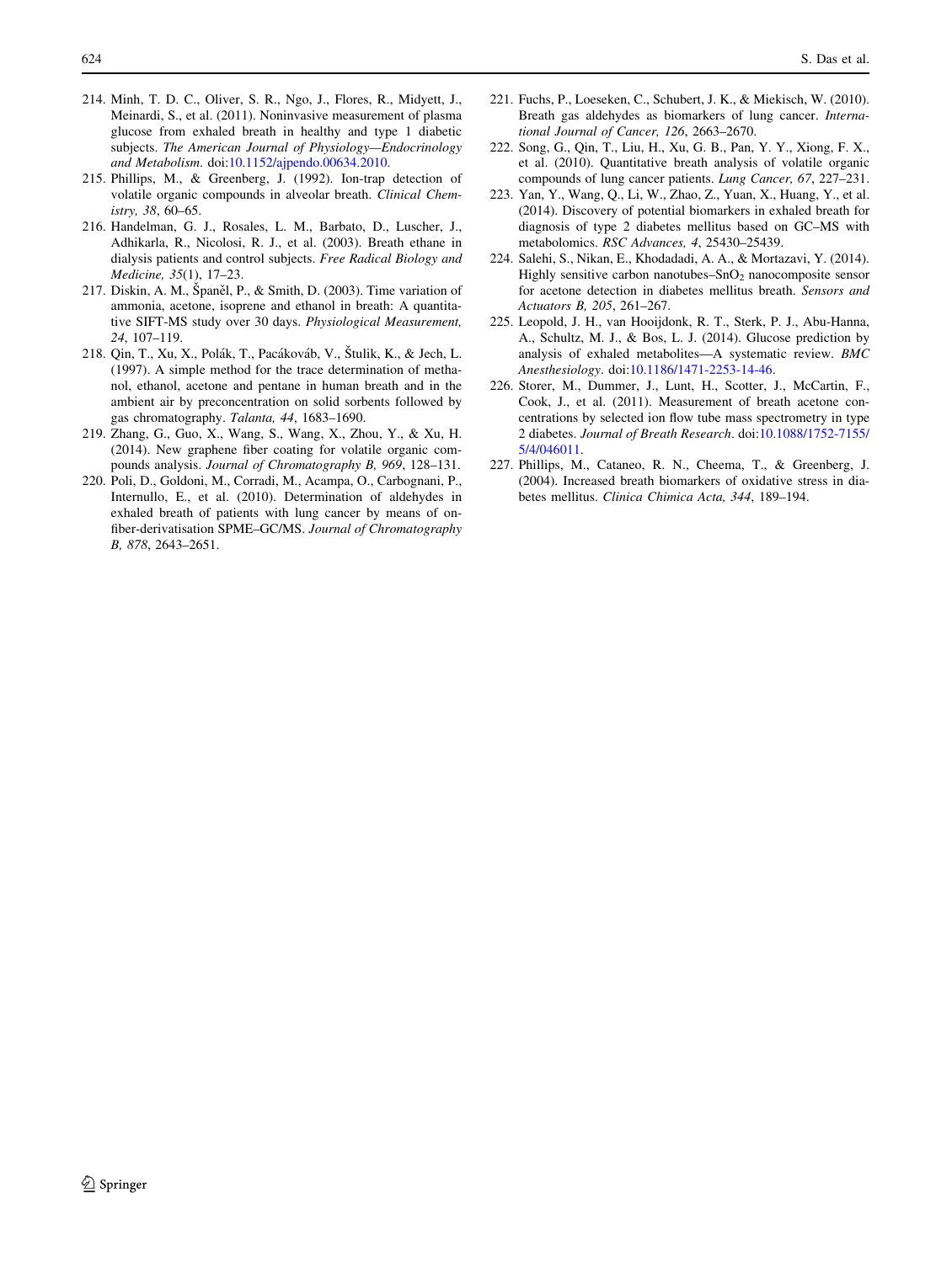214. Minh, T. D. C., Oliver, S. R., Ngo, J., Flores, R., Midyett, J., Meinardi, S., et al. (2011). Noninvasive measurement of plasma glucose from exhaled breath in healthy and type 1 diabetic subjects. *The American Journal of Physiology—Endocrinology and Metabolism*. doi:10.1152/ajpendo.00634.2010.
215. Phillips, M., & Greenberg, J. (1992). Ion-trap detection of volatile organic compounds in alveolar breath. *Clinical Chemistry, 38*, 60–65.
216. Handelman, G. J., Rosales, L. M., Barbato, D., Luscher, J., Adhikarla, R., Nicolosi, R. J., et al. (2003). Breath ethane in dialysis patients and control subjects. *Free Radical Biology and Medicine, 35*(1), 17–23.
217. Diskin, A. M., Španěl, P., & Smith, D. (2003). Time variation of ammonia, acetone, isoprene and ethanol in breath: A quantitative SIFT-MS study over 30 days. *Physiological Measurement, 24*, 107–119.
218. Qin, T., Xu, X., Polák, T., Pacákovàb, V., Štulik, K., & Jech, L. (1997). A simple method for the trace determination of methanol, ethanol, acetone and pentane in human breath and in the ambient air by preconcentration on solid sorbents followed by gas chromatography. *Talanta, 44*, 1683–1690.
219. Zhang, G., Guo, X., Wang, S., Wang, X., Zhou, Y., & Xu, H. (2014). New graphene fiber coating for volatile organic compounds analysis. *Journal of Chromatography B, 969*, 128–131.
220. Poli, D., Goldoni, M., Corradi, M., Acampa, O., Carbognani, P., Internullo, E., et al. (2010). Determination of aldehydes in exhaled breath of patients with lung cancer by means of on-fiber-derivatisation SPME–GC/MS. *Journal of Chromatography B, 878*, 2643–2651.
221. Fuchs, P., Loeseken, C., Schubert, J. K., & Miekisch, W. (2010). Breath gas aldehydes as biomarkers of lung cancer. *International Journal of Cancer, 126*, 2663–2670.
222. Song, G., Qin, T., Liu, H., Xu, G. B., Pan, Y. Y., Xiong, F. X., et al. (2010). Quantitative breath analysis of volatile organic compounds of lung cancer patients. *Lung Cancer, 67*, 227–231.
223. Yan, Y., Wang, Q., Li, W., Zhao, Z., Yuan, X., Huang, Y., et al. (2014). Discovery of potential biomarkers in exhaled breath for diagnosis of type 2 diabetes mellitus based on GC–MS with metabolomics. *RSC Advances, 4*, 25430–25439.
224. Salehi, S., Nikan, E., Khodadadi, A. A., & Mortazavi, Y. (2014). Highly sensitive carbon nanotubes–$SnO_2$ nanocomposite sensor for acetone detection in diabetes mellitus breath. *Sensors and Actuators B, 205*, 261–267.
225. Leopold, J. H., van Hooijdonk, R. T., Sterk, P. J., Abu-Hanna, A., Schultz, M. J., & Bos, L. J. (2014). Glucose prediction by analysis of exhaled metabolites—A systematic review. *BMC Anesthesiology*. doi:10.1186/1471-2253-14-46.
226. Storer, M., Dummer, J., Lunt, H., Scotter, J., McCartin, F., Cook, J., et al. (2011). Measurement of breath acetone concentrations by selected ion flow tube mass spectrometry in type 2 diabetes. *Journal of Breath Research*. doi:10.1088/1752-7155/5/4/046011.
227. Phillips, M., Cataneo, R. N., Cheema, T., & Greenberg, J. (2004). Increased breath biomarkers of oxidative stress in diabetes mellitus. *Clinica Chimica Acta, 344*, 189–194.